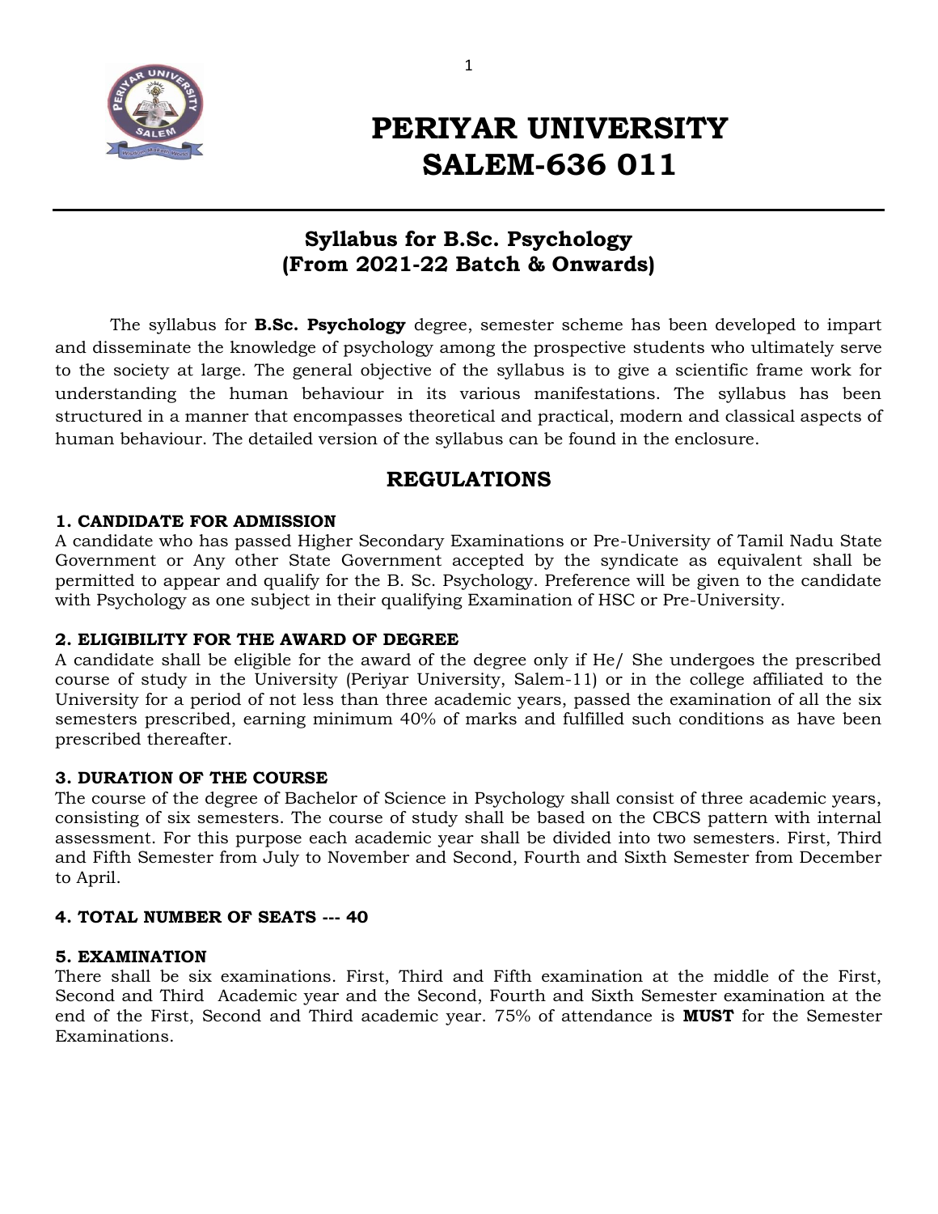# PERIYAR UNIVERSITY
# SALEM-636 011

## Syllabus for B.Sc. Psychology
## (From 2021-22 Batch & Onwards)

The syllabus for **B.Sc. Psychology** degree, semester scheme has been developed to impart and disseminate the knowledge of psychology among the prospective students who ultimately serve to the society at large. The general objective of the syllabus is to give a scientific frame work for understanding the human behaviour in its various manifestations. The syllabus has been structured in a manner that encompasses theoretical and practical, modern and classical aspects of human behaviour. The detailed version of the syllabus can be found in the enclosure.

## REGULATIONS

### 1. CANDIDATE FOR ADMISSION

A candidate who has passed Higher Secondary Examinations or Pre-University of Tamil Nadu State Government or Any other State Government accepted by the syndicate as equivalent shall be permitted to appear and qualify for the B. Sc. Psychology. Preference will be given to the candidate with Psychology as one subject in their qualifying Examination of HSC or Pre-University.

### 2. ELIGIBILITY FOR THE AWARD OF DEGREE

A candidate shall be eligible for the award of the degree only if He/ She undergoes the prescribed course of study in the University (Periyar University, Salem-11) or in the college affiliated to the University for a period of not less than three academic years, passed the examination of all the six semesters prescribed, earning minimum 40% of marks and fulfilled such conditions as have been prescribed thereafter.

### 3. DURATION OF THE COURSE

The course of the degree of Bachelor of Science in Psychology shall consist of three academic years, consisting of six semesters. The course of study shall be based on the CBCS pattern with internal assessment. For this purpose each academic year shall be divided into two semesters. First, Third and Fifth Semester from July to November and Second, Fourth and Sixth Semester from December to April.

### 4. TOTAL NUMBER OF SEATS --- 40

### 5. EXAMINATION

There shall be six examinations. First, Third and Fifth examination at the middle of the First, Second and Third Academic year and the Second, Fourth and Sixth Semester examination at the end of the First, Second and Third academic year. 75% of attendance is **MUST** for the Semester Examinations.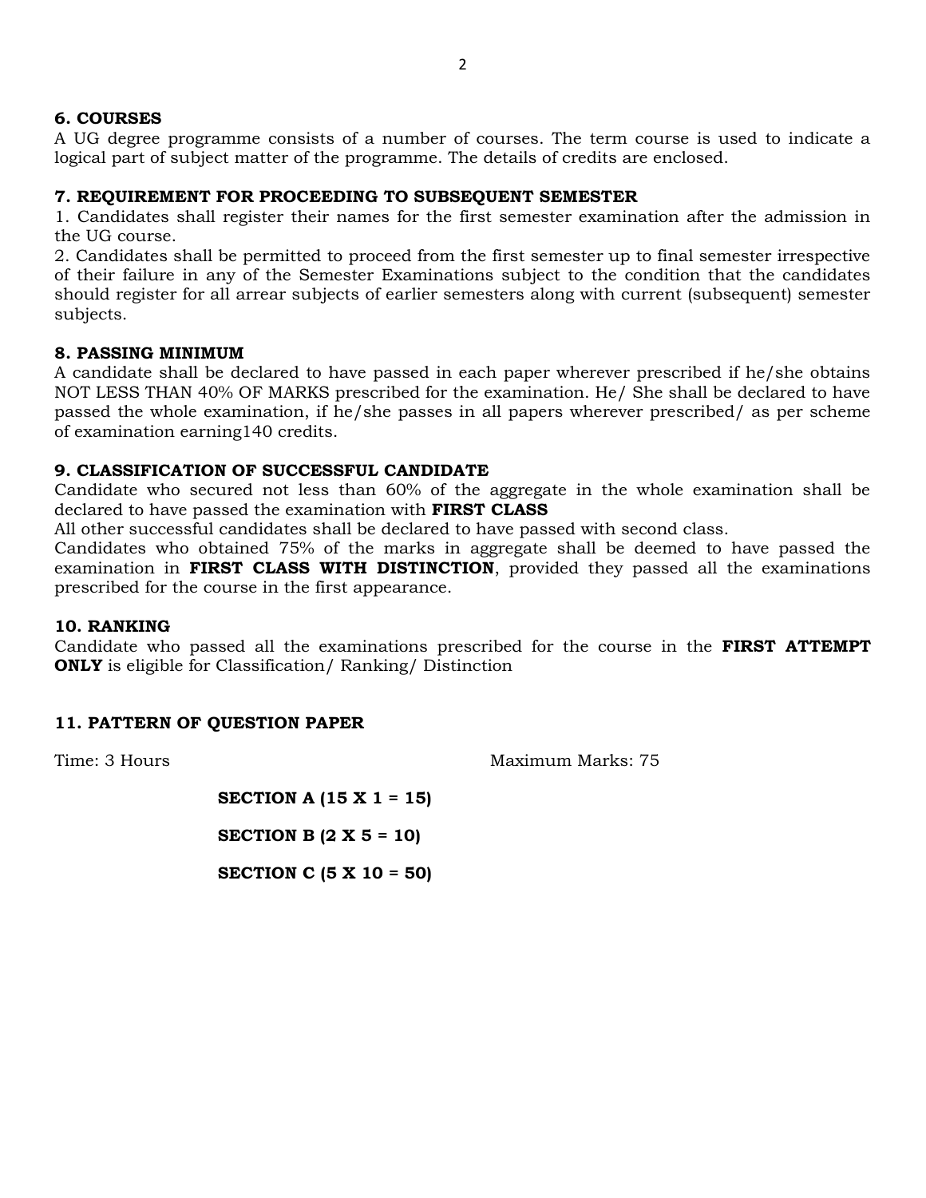## 6. COURSES

A UG degree programme consists of a number of courses. The term course is used to indicate a logical part of subject matter of the programme. The details of credits are enclosed.

## 7. REQUIREMENT FOR PROCEEDING TO SUBSEQUENT SEMESTER

1. Candidates shall register their names for the first semester examination after the admission in the UG course.
2. Candidates shall be permitted to proceed from the first semester up to final semester irrespective of their failure in any of the Semester Examinations subject to the condition that the candidates should register for all arrear subjects of earlier semesters along with current (subsequent) semester subjects.

## 8. PASSING MINIMUM

A candidate shall be declared to have passed in each paper wherever prescribed if he/she obtains NOT LESS THAN 40% OF MARKS prescribed for the examination. He/ She shall be declared to have passed the whole examination, if he/she passes in all papers wherever prescribed/ as per scheme of examination earning140 credits.

## 9. CLASSIFICATION OF SUCCESSFUL CANDIDATE

Candidate who secured not less than 60% of the aggregate in the whole examination shall be declared to have passed the examination with **FIRST CLASS**

All other successful candidates shall be declared to have passed with second class.

Candidates who obtained 75% of the marks in aggregate shall be deemed to have passed the examination in **FIRST CLASS WITH DISTINCTION**, provided they passed all the examinations prescribed for the course in the first appearance.

## 10. RANKING

Candidate who passed all the examinations prescribed for the course in the **FIRST ATTEMPT ONLY** is eligible for Classification/ Ranking/ Distinction

## 11. PATTERN OF QUESTION PAPER

Time: 3 Hours Maximum Marks: 75

**SECTION A (15 X 1 = 15)**

**SECTION B (2 X 5 = 10)**

**SECTION C (5 X 10 = 50)**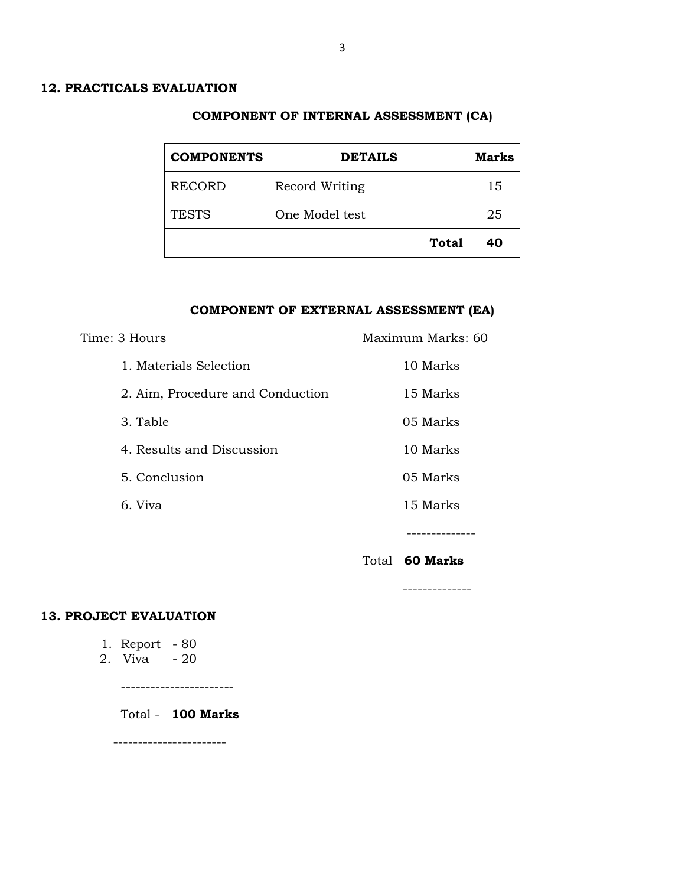## 12. PRACTICALS EVALUATION

### COMPONENT OF INTERNAL ASSESSMENT (CA)

| COMPONENTS | DETAILS | Marks |
|---|---|---|
| RECORD | Record Writing | 15 |
| TESTS | One Model test | 25 |
| | **Total** | **40** |

### COMPONENT OF EXTERNAL ASSESSMENT (EA)

Time: 3 Hours — Maximum Marks: 60

1. Materials Selection — 10 Marks
2. Aim, Procedure and Conduction — 15 Marks
3. Table — 05 Marks
4. Results and Discussion — 10 Marks
5. Conclusion — 05 Marks
6. Viva — 15 Marks

--------------

Total **60 Marks**

--------------

## 13. PROJECT EVALUATION

1. Report - 80
2. Viva - 20

-----------------------

Total - **100 Marks**

-----------------------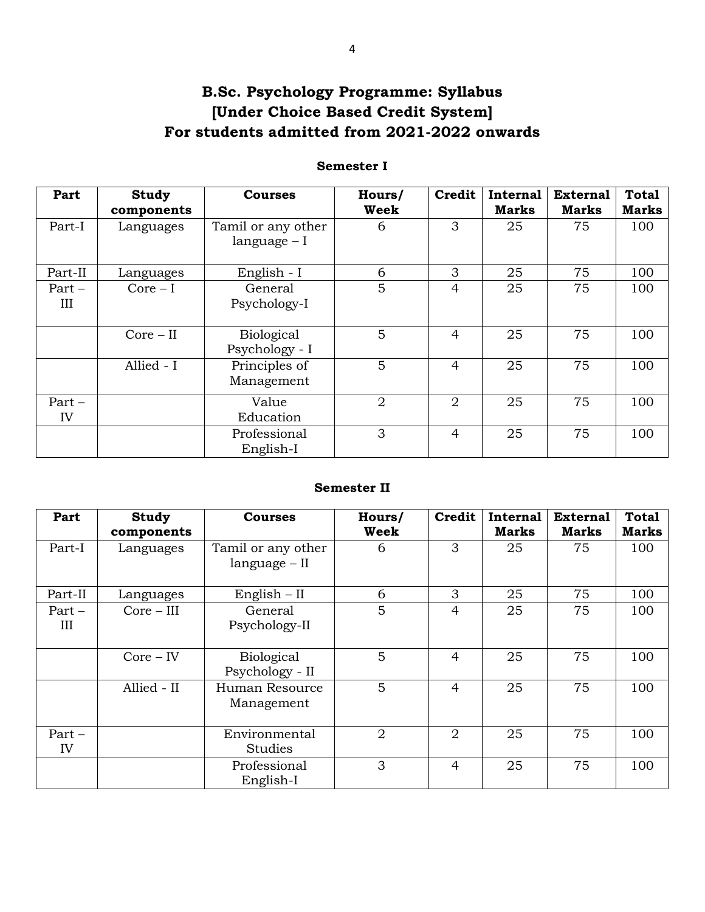# B.Sc. Psychology Programme: Syllabus
# [Under Choice Based Credit System]
# For students admitted from 2021-2022 onwards

### Semester I

| Part | Study components | Courses | Hours/ Week | Credit | Internal Marks | External Marks | Total Marks |
|---|---|---|---|---|---|---|---|
| Part-I | Languages | Tamil or any other language – I | 6 | 3 | 25 | 75 | 100 |
| Part-II | Languages | English - I | 6 | 3 | 25 | 75 | 100 |
| Part – III | Core – I | General Psychology-I | 5 | 4 | 25 | 75 | 100 |
| | Core – II | Biological Psychology - I | 5 | 4 | 25 | 75 | 100 |
| | Allied - I | Principles of Management | 5 | 4 | 25 | 75 | 100 |
| Part – IV | | Value Education | 2 | 2 | 25 | 75 | 100 |
| | | Professional English-I | 3 | 4 | 25 | 75 | 100 |

### Semester II

| Part | Study components | Courses | Hours/ Week | Credit | Internal Marks | External Marks | Total Marks |
|---|---|---|---|---|---|---|---|
| Part-I | Languages | Tamil or any other language – II | 6 | 3 | 25 | 75 | 100 |
| Part-II | Languages | English – II | 6 | 3 | 25 | 75 | 100 |
| Part – III | Core – III | General Psychology-II | 5 | 4 | 25 | 75 | 100 |
| | Core – IV | Biological Psychology - II | 5 | 4 | 25 | 75 | 100 |
| | Allied - II | Human Resource Management | 5 | 4 | 25 | 75 | 100 |
| Part – IV | | Environmental Studies | 2 | 2 | 25 | 75 | 100 |
| | | Professional English-I | 3 | 4 | 25 | 75 | 100 |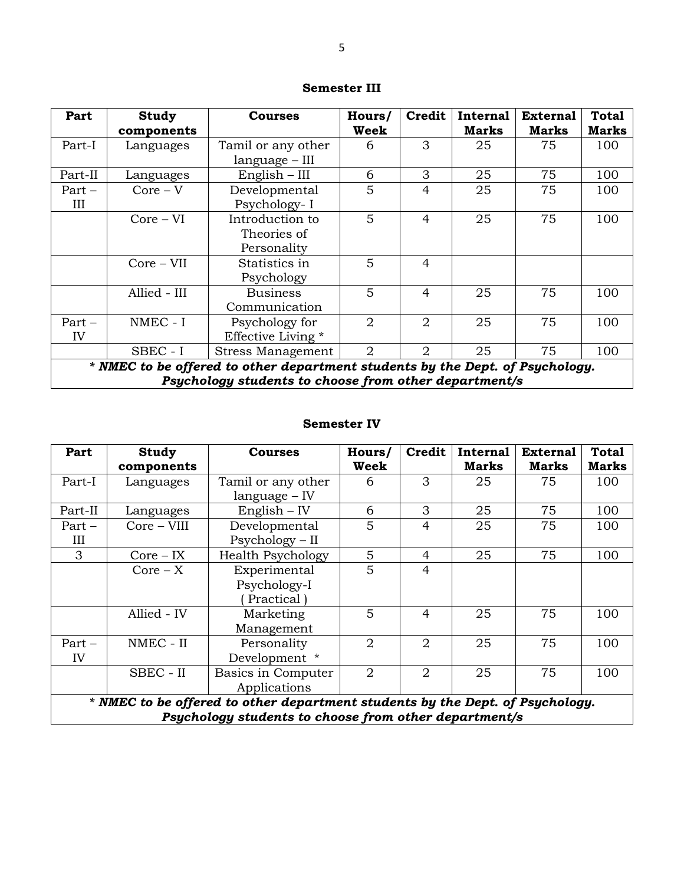## Semester III

| Part | Study components | Courses | Hours/ Week | Credit | Internal Marks | External Marks | Total Marks |
|---|---|---|---|---|---|---|---|
| Part-I | Languages | Tamil or any other language – III | 6 | 3 | 25 | 75 | 100 |
| Part-II | Languages | English – III | 6 | 3 | 25 | 75 | 100 |
| Part – III | Core – V | Developmental Psychology- I | 5 | 4 | 25 | 75 | 100 |
| | Core – VI | Introduction to Theories of Personality | 5 | 4 | 25 | 75 | 100 |
| | Core – VII | Statistics in Psychology | 5 | 4 | | | |
| | Allied - III | Business Communication | 5 | 4 | 25 | 75 | 100 |
| Part – IV | NMEC - I | Psychology for Effective Living * | 2 | 2 | 25 | 75 | 100 |
| | SBEC - I | Stress Management | 2 | 2 | 25 | 75 | 100 |
| ***\* NMEC to be offered to other department students by the Dept. of Psychology. Psychology students to choose from other department/s*** | | | | | | | |

## Semester IV

| Part | Study components | Courses | Hours/ Week | Credit | Internal Marks | External Marks | Total Marks |
|---|---|---|---|---|---|---|---|
| Part-I | Languages | Tamil or any other language – IV | 6 | 3 | 25 | 75 | 100 |
| Part-II | Languages | English – IV | 6 | 3 | 25 | 75 | 100 |
| Part – III | Core – VIII | Developmental Psychology – II | 5 | 4 | 25 | 75 | 100 |
| 3 | Core – IX | Health Psychology | 5 | 4 | 25 | 75 | 100 |
| | Core – X | Experimental Psychology-I ( Practical ) | 5 | 4 | | | |
| | Allied - IV | Marketing Management | 5 | 4 | 25 | 75 | 100 |
| Part – IV | NMEC - II | Personality Development * | 2 | 2 | 25 | 75 | 100 |
| | SBEC - II | Basics in Computer Applications | 2 | 2 | 25 | 75 | 100 |
| ***\* NMEC to be offered to other department students by the Dept. of Psychology. Psychology students to choose from other department/s*** | | | | | | | |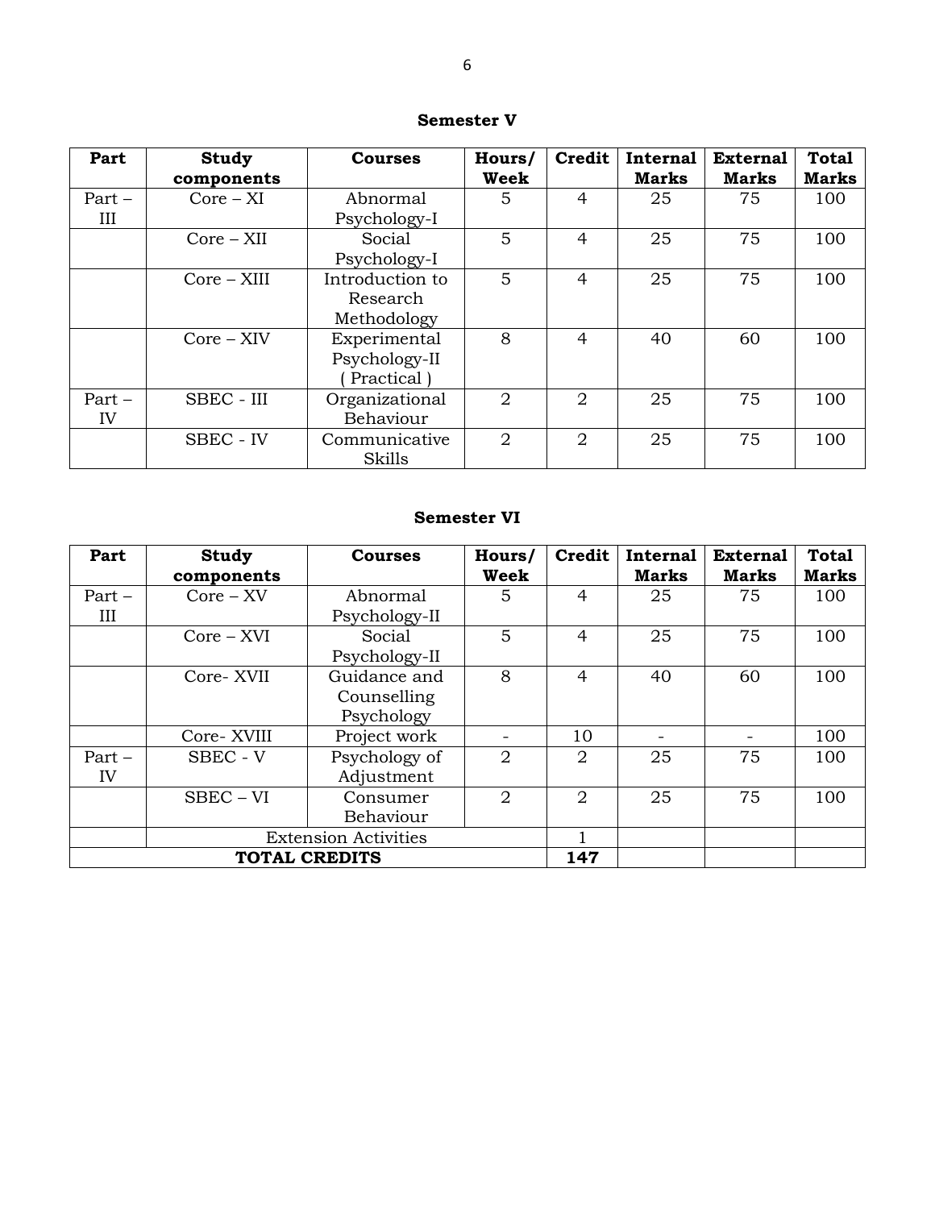## Semester V

| Part | Study components | Courses | Hours/ Week | Credit | Internal Marks | External Marks | Total Marks |
|---|---|---|---|---|---|---|---|
| Part – III | Core – XI | Abnormal Psychology-I | 5 | 4 | 25 | 75 | 100 |
| | Core – XII | Social Psychology-I | 5 | 4 | 25 | 75 | 100 |
| | Core – XIII | Introduction to Research Methodology | 5 | 4 | 25 | 75 | 100 |
| | Core – XIV | Experimental Psychology-II ( Practical ) | 8 | 4 | 40 | 60 | 100 |
| Part – IV | SBEC - III | Organizational Behaviour | 2 | 2 | 25 | 75 | 100 |
| | SBEC - IV | Communicative Skills | 2 | 2 | 25 | 75 | 100 |

## Semester VI

| Part | Study components | Courses | Hours/ Week | Credit | Internal Marks | External Marks | Total Marks |
|---|---|---|---|---|---|---|---|
| Part – III | Core – XV | Abnormal Psychology-II | 5 | 4 | 25 | 75 | 100 |
| | Core – XVI | Social Psychology-II | 5 | 4 | 25 | 75 | 100 |
| | Core- XVII | Guidance and Counselling Psychology | 8 | 4 | 40 | 60 | 100 |
| | Core- XVIII | Project work | - | 10 | - | - | 100 |
| Part – IV | SBEC - V | Psychology of Adjustment | 2 | 2 | 25 | 75 | 100 |
| | SBEC – VI | Consumer Behaviour | 2 | 2 | 25 | 75 | 100 |
| | Extension Activities | | | 1 | | | |
| **TOTAL CREDITS** | | | | **147** | | | |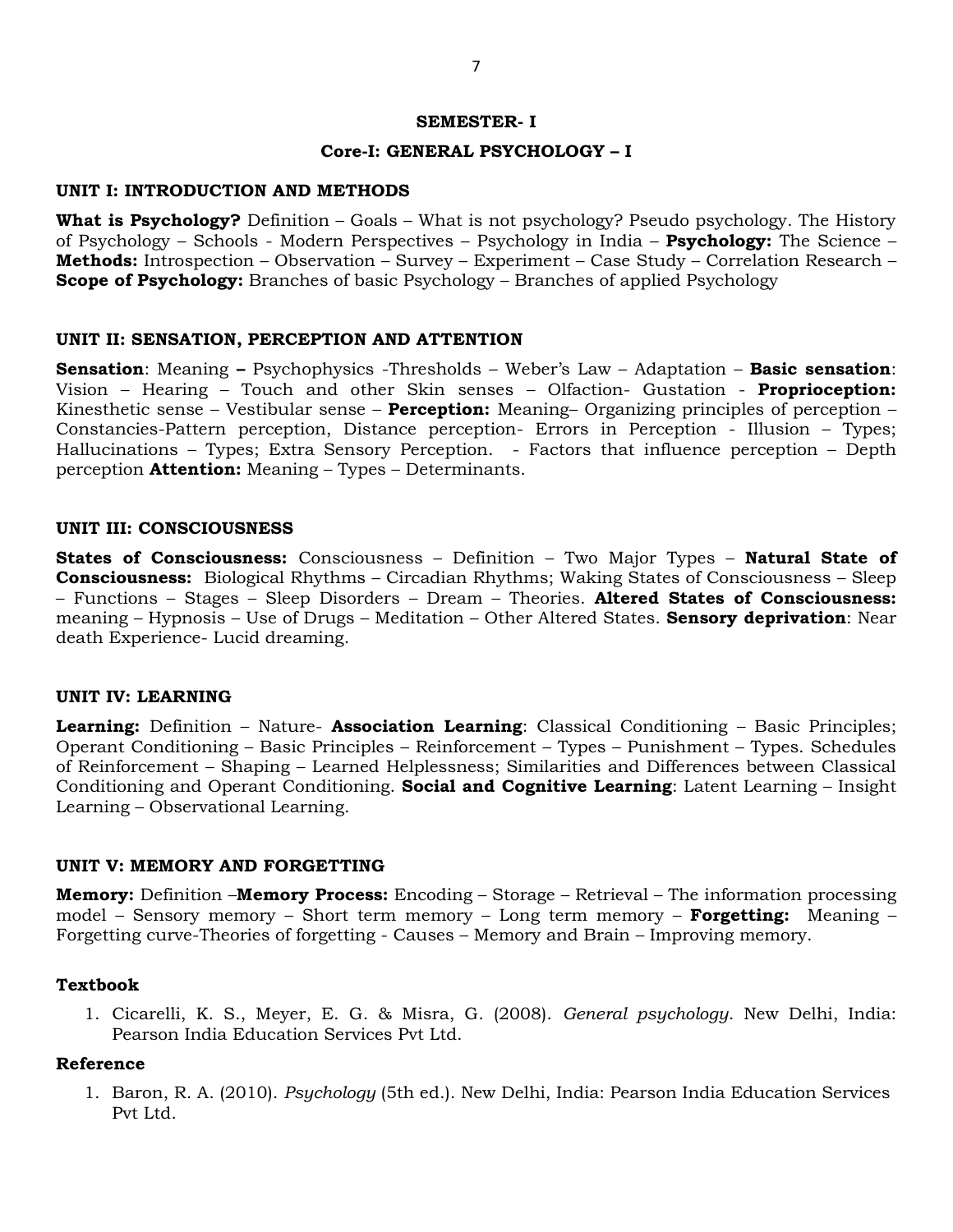## SEMESTER- I

## Core-I: GENERAL PSYCHOLOGY – I

### UNIT I: INTRODUCTION AND METHODS

**What is Psychology?** Definition – Goals – What is not psychology? Pseudo psychology. The History of Psychology – Schools - Modern Perspectives – Psychology in India – **Psychology:** The Science – **Methods:** Introspection – Observation – Survey – Experiment – Case Study – Correlation Research – **Scope of Psychology:** Branches of basic Psychology – Branches of applied Psychology

### UNIT II: SENSATION, PERCEPTION AND ATTENTION

**Sensation**: Meaning **–** Psychophysics -Thresholds – Weber's Law – Adaptation – **Basic sensation**: Vision – Hearing – Touch and other Skin senses – Olfaction- Gustation - **Proprioception:** Kinesthetic sense – Vestibular sense – **Perception:** Meaning– Organizing principles of perception – Constancies-Pattern perception, Distance perception- Errors in Perception - Illusion – Types; Hallucinations – Types; Extra Sensory Perception. - Factors that influence perception – Depth perception **Attention:** Meaning – Types – Determinants.

### UNIT III: CONSCIOUSNESS

**States of Consciousness:** Consciousness – Definition – Two Major Types – **Natural State of Consciousness:** Biological Rhythms – Circadian Rhythms; Waking States of Consciousness – Sleep – Functions – Stages – Sleep Disorders – Dream – Theories. **Altered States of Consciousness:** meaning – Hypnosis – Use of Drugs – Meditation – Other Altered States. **Sensory deprivation**: Near death Experience- Lucid dreaming.

### UNIT IV: LEARNING

**Learning:** Definition – Nature- **Association Learning**: Classical Conditioning – Basic Principles; Operant Conditioning – Basic Principles – Reinforcement – Types – Punishment – Types. Schedules of Reinforcement – Shaping – Learned Helplessness; Similarities and Differences between Classical Conditioning and Operant Conditioning. **Social and Cognitive Learning**: Latent Learning – Insight Learning – Observational Learning.

### UNIT V: MEMORY AND FORGETTING

**Memory:** Definition –**Memory Process:** Encoding – Storage – Retrieval – The information processing model – Sensory memory – Short term memory – Long term memory – **Forgetting:** Meaning – Forgetting curve-Theories of forgetting - Causes – Memory and Brain – Improving memory.

#### Textbook

1. Cicarelli, K. S., Meyer, E. G. & Misra, G. (2008). *General psychology*. New Delhi, India: Pearson India Education Services Pvt Ltd.

#### Reference

1. Baron, R. A. (2010). *Psychology* (5th ed.). New Delhi, India: Pearson India Education Services Pvt Ltd.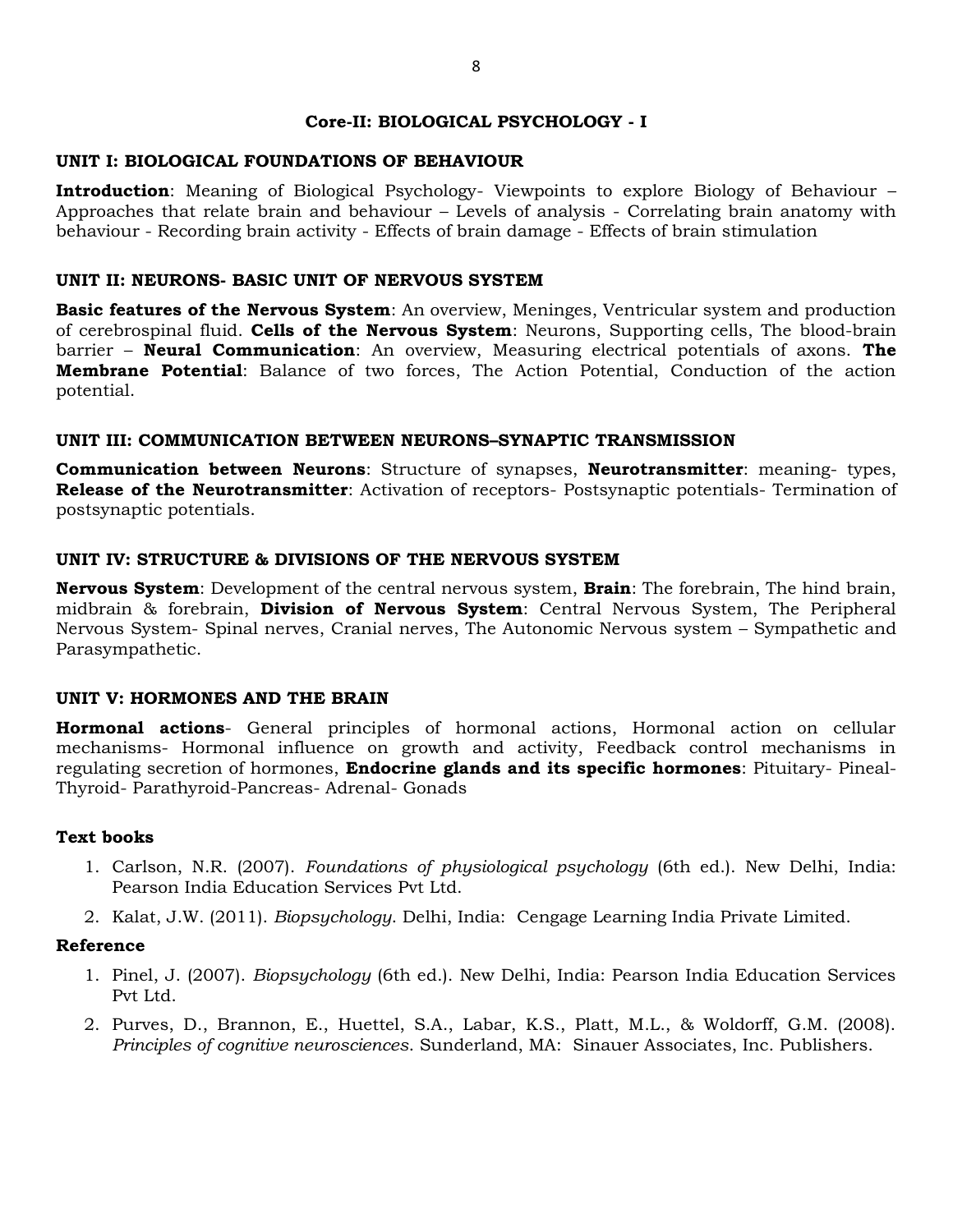## Core-II: BIOLOGICAL PSYCHOLOGY - I

### UNIT I: BIOLOGICAL FOUNDATIONS OF BEHAVIOUR

**Introduction**: Meaning of Biological Psychology- Viewpoints to explore Biology of Behaviour – Approaches that relate brain and behaviour – Levels of analysis - Correlating brain anatomy with behaviour - Recording brain activity - Effects of brain damage - Effects of brain stimulation

### UNIT II: NEURONS- BASIC UNIT OF NERVOUS SYSTEM

**Basic features of the Nervous System**: An overview, Meninges, Ventricular system and production of cerebrospinal fluid. **Cells of the Nervous System**: Neurons, Supporting cells, The blood-brain barrier – **Neural Communication**: An overview, Measuring electrical potentials of axons. **The Membrane Potential**: Balance of two forces, The Action Potential, Conduction of the action potential.

### UNIT III: COMMUNICATION BETWEEN NEURONS–SYNAPTIC TRANSMISSION

**Communication between Neurons**: Structure of synapses, **Neurotransmitter**: meaning- types, **Release of the Neurotransmitter**: Activation of receptors- Postsynaptic potentials- Termination of postsynaptic potentials.

### UNIT IV: STRUCTURE & DIVISIONS OF THE NERVOUS SYSTEM

**Nervous System**: Development of the central nervous system, **Brain**: The forebrain, The hind brain, midbrain & forebrain, **Division of Nervous System**: Central Nervous System, The Peripheral Nervous System- Spinal nerves, Cranial nerves, The Autonomic Nervous system – Sympathetic and Parasympathetic.

### UNIT V: HORMONES AND THE BRAIN

**Hormonal actions**- General principles of hormonal actions, Hormonal action on cellular mechanisms- Hormonal influence on growth and activity, Feedback control mechanisms in regulating secretion of hormones, **Endocrine glands and its specific hormones**: Pituitary- Pineal- Thyroid- Parathyroid-Pancreas- Adrenal- Gonads

### Text books

1. Carlson, N.R. (2007). *Foundations of physiological psychology* (6th ed.). New Delhi, India: Pearson India Education Services Pvt Ltd.
2. Kalat, J.W. (2011). *Biopsychology*. Delhi, India: Cengage Learning India Private Limited.

### Reference

1. Pinel, J. (2007). *Biopsychology* (6th ed.). New Delhi, India: Pearson India Education Services Pvt Ltd.
2. Purves, D., Brannon, E., Huettel, S.A., Labar, K.S., Platt, M.L., & Woldorff, G.M. (2008). *Principles of cognitive neurosciences*. Sunderland, MA: Sinauer Associates, Inc. Publishers.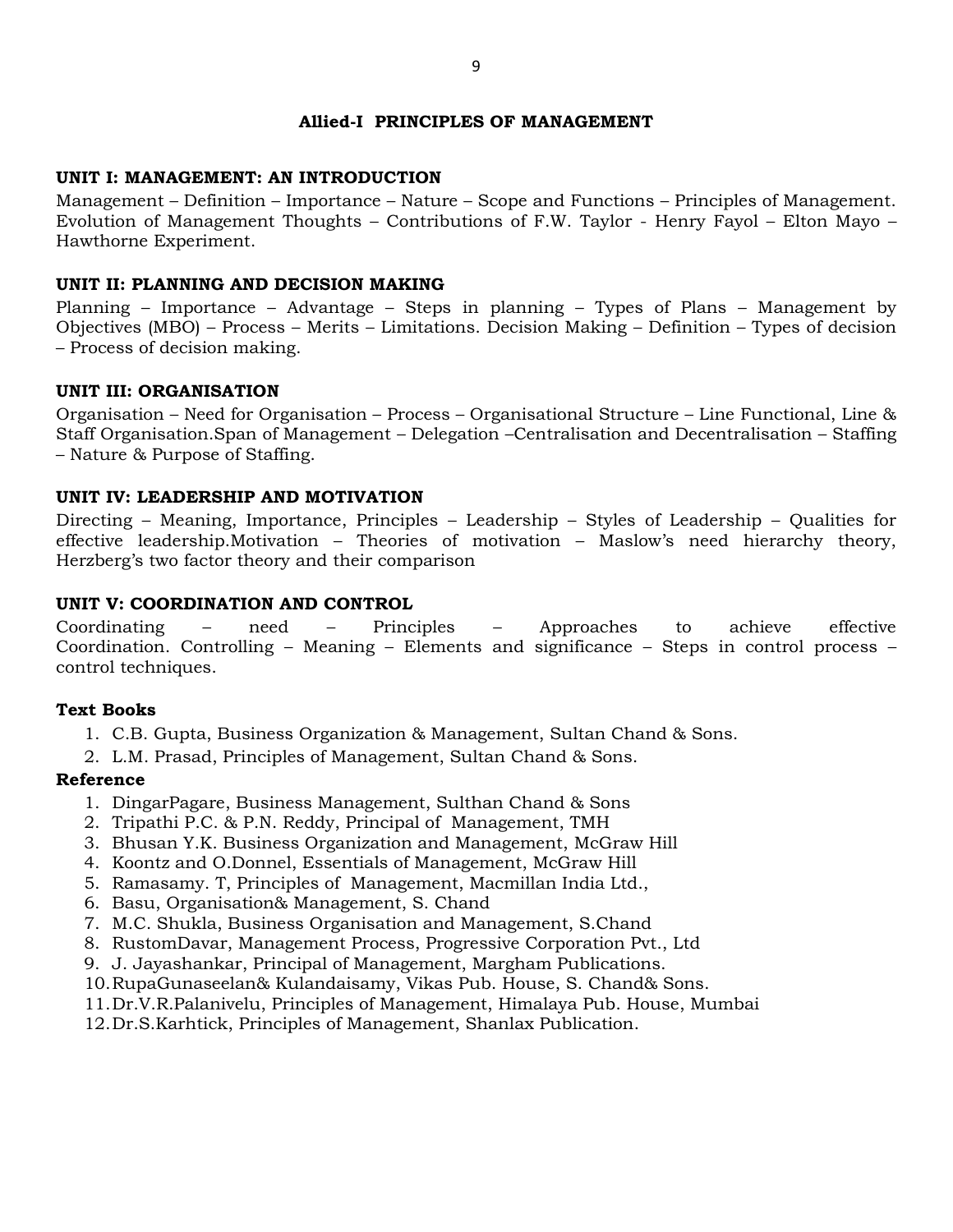## Allied-I PRINCIPLES OF MANAGEMENT

### UNIT I: MANAGEMENT: AN INTRODUCTION

Management – Definition – Importance – Nature – Scope and Functions – Principles of Management. Evolution of Management Thoughts – Contributions of F.W. Taylor - Henry Fayol – Elton Mayo – Hawthorne Experiment.

### UNIT II: PLANNING AND DECISION MAKING

Planning – Importance – Advantage – Steps in planning – Types of Plans – Management by Objectives (MBO) – Process – Merits – Limitations. Decision Making – Definition – Types of decision – Process of decision making.

### UNIT III: ORGANISATION

Organisation – Need for Organisation – Process – Organisational Structure – Line Functional, Line & Staff Organisation.Span of Management – Delegation –Centralisation and Decentralisation – Staffing – Nature & Purpose of Staffing.

### UNIT IV: LEADERSHIP AND MOTIVATION

Directing – Meaning, Importance, Principles – Leadership – Styles of Leadership – Qualities for effective leadership.Motivation – Theories of motivation – Maslow's need hierarchy theory, Herzberg's two factor theory and their comparison

### UNIT V: COORDINATION AND CONTROL

Coordinating – need – Principles – Approaches to achieve effective Coordination. Controlling – Meaning – Elements and significance – Steps in control process – control techniques.

**Text Books**

1. C.B. Gupta, Business Organization & Management, Sultan Chand & Sons.
2. L.M. Prasad, Principles of Management, Sultan Chand & Sons.

**Reference**

1. DingarPagare, Business Management, Sulthan Chand & Sons
2. Tripathi P.C. & P.N. Reddy, Principal of Management, TMH
3. Bhusan Y.K. Business Organization and Management, McGraw Hill
4. Koontz and O.Donnel, Essentials of Management, McGraw Hill
5. Ramasamy. T, Principles of Management, Macmillan India Ltd.,
6. Basu, Organisation& Management, S. Chand
7. M.C. Shukla, Business Organisation and Management, S.Chand
8. RustomDavar, Management Process, Progressive Corporation Pvt., Ltd
9. J. Jayashankar, Principal of Management, Margham Publications.
10. RupaGunaseelan& Kulandaisamy, Vikas Pub. House, S. Chand& Sons.
11. Dr.V.R.Palanivelu, Principles of Management, Himalaya Pub. House, Mumbai
12. Dr.S.Karhtick, Principles of Management, Shanlax Publication.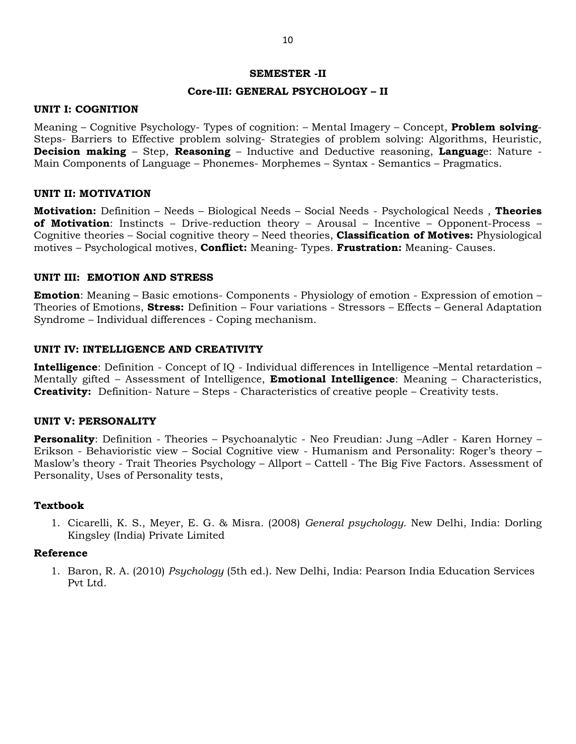## SEMESTER -II

## Core-III: GENERAL PSYCHOLOGY – II

### UNIT I: COGNITION

Meaning – Cognitive Psychology- Types of cognition: – Mental Imagery – Concept, **Problem solving**- Steps- Barriers to Effective problem solving- Strategies of problem solving: Algorithms, Heuristic, **Decision making** – Step, **Reasoning** – Inductive and Deductive reasoning, **Languag**e: Nature - Main Components of Language – Phonemes- Morphemes – Syntax - Semantics – Pragmatics.

### UNIT II: MOTIVATION

**Motivation:** Definition – Needs – Biological Needs – Social Needs - Psychological Needs , **Theories of Motivation**: Instincts – Drive-reduction theory – Arousal – Incentive – Opponent-Process – Cognitive theories – Social cognitive theory – Need theories, **Classification of Motives:** Physiological motives – Psychological motives, **Conflict:** Meaning- Types. **Frustration:** Meaning- Causes.

### UNIT III: EMOTION AND STRESS

**Emotion**: Meaning – Basic emotions- Components - Physiology of emotion - Expression of emotion – Theories of Emotions, **Stress:** Definition – Four variations - Stressors – Effects – General Adaptation Syndrome – Individual differences - Coping mechanism.

### UNIT IV: INTELLIGENCE AND CREATIVITY

**Intelligence**: Definition - Concept of IQ - Individual differences in Intelligence –Mental retardation – Mentally gifted – Assessment of Intelligence, **Emotional Intelligence**: Meaning – Characteristics, **Creativity:** Definition- Nature – Steps - Characteristics of creative people – Creativity tests.

### UNIT V: PERSONALITY

**Personality**: Definition - Theories – Psychoanalytic - Neo Freudian: Jung –Adler - Karen Horney – Erikson - Behavioristic view – Social Cognitive view - Humanism and Personality: Roger's theory – Maslow's theory - Trait Theories Psychology – Allport – Cattell - The Big Five Factors. Assessment of Personality, Uses of Personality tests,

### Textbook

1. Cicarelli, K. S., Meyer, E. G. & Misra. (2008) *General psychology*. New Delhi, India: Dorling Kingsley (India) Private Limited

### Reference

1. Baron, R. A. (2010) *Psychology* (5th ed.). New Delhi, India: Pearson India Education Services Pvt Ltd.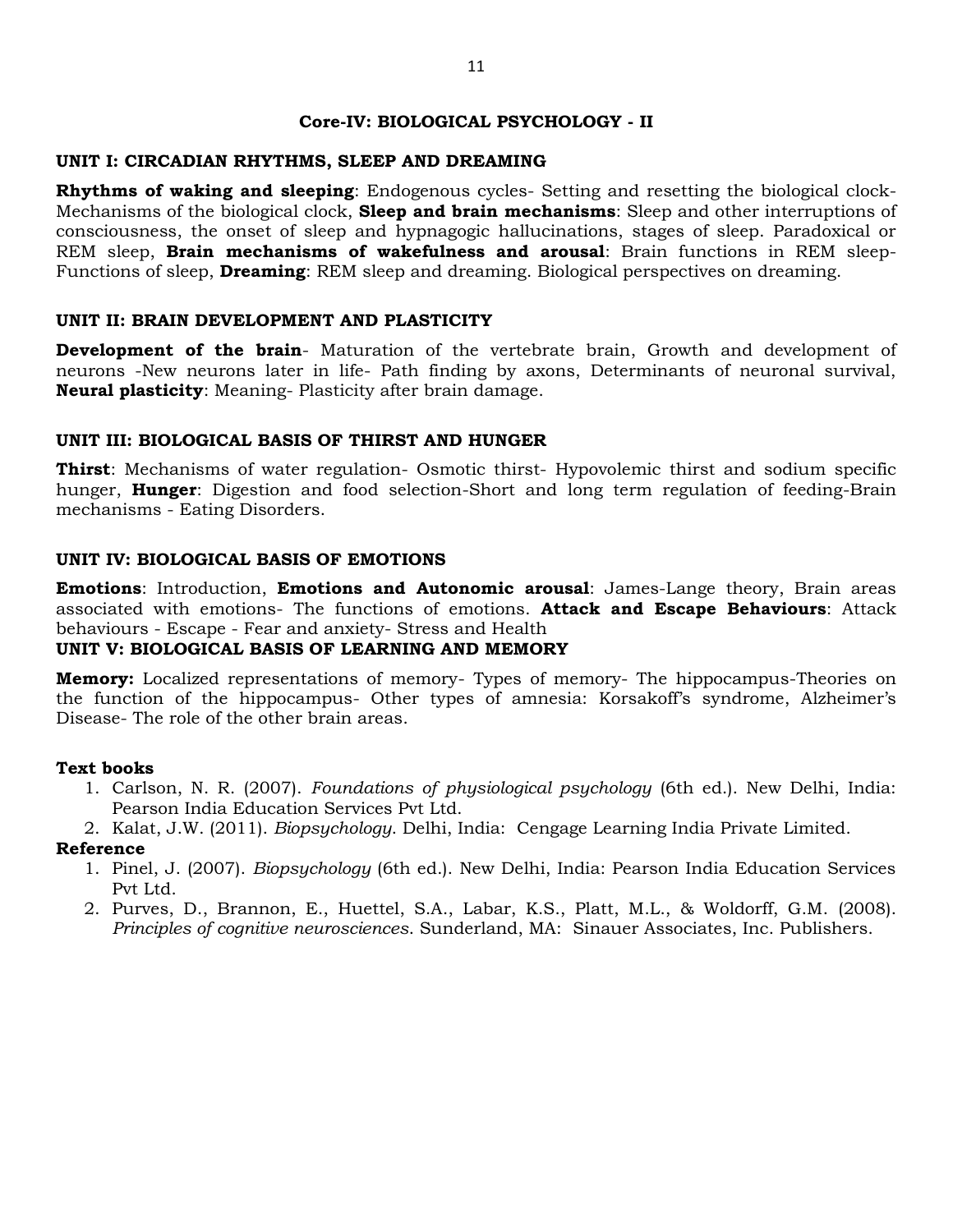## Core-IV: BIOLOGICAL PSYCHOLOGY - II

### UNIT I: CIRCADIAN RHYTHMS, SLEEP AND DREAMING

**Rhythms of waking and sleeping**: Endogenous cycles- Setting and resetting the biological clock-Mechanisms of the biological clock, **Sleep and brain mechanisms**: Sleep and other interruptions of consciousness, the onset of sleep and hypnagogic hallucinations, stages of sleep. Paradoxical or REM sleep, **Brain mechanisms of wakefulness and arousal**: Brain functions in REM sleep-Functions of sleep, **Dreaming**: REM sleep and dreaming. Biological perspectives on dreaming.

### UNIT II: BRAIN DEVELOPMENT AND PLASTICITY

**Development of the brain**- Maturation of the vertebrate brain, Growth and development of neurons -New neurons later in life- Path finding by axons, Determinants of neuronal survival, **Neural plasticity**: Meaning- Plasticity after brain damage.

### UNIT III: BIOLOGICAL BASIS OF THIRST AND HUNGER

**Thirst**: Mechanisms of water regulation- Osmotic thirst- Hypovolemic thirst and sodium specific hunger, **Hunger**: Digestion and food selection-Short and long term regulation of feeding-Brain mechanisms - Eating Disorders.

### UNIT IV: BIOLOGICAL BASIS OF EMOTIONS

**Emotions**: Introduction, **Emotions and Autonomic arousal**: James-Lange theory, Brain areas associated with emotions- The functions of emotions. **Attack and Escape Behaviours**: Attack behaviours - Escape - Fear and anxiety- Stress and Health

### UNIT V: BIOLOGICAL BASIS OF LEARNING AND MEMORY

**Memory:** Localized representations of memory- Types of memory- The hippocampus-Theories on the function of the hippocampus- Other types of amnesia: Korsakoff's syndrome, Alzheimer's Disease- The role of the other brain areas.

**Text books**

1. Carlson, N. R. (2007). *Foundations of physiological psychology* (6th ed.). New Delhi, India: Pearson India Education Services Pvt Ltd.
2. Kalat, J.W. (2011). *Biopsychology*. Delhi, India: Cengage Learning India Private Limited.

**Reference**

1. Pinel, J. (2007). *Biopsychology* (6th ed.). New Delhi, India: Pearson India Education Services Pvt Ltd.
2. Purves, D., Brannon, E., Huettel, S.A., Labar, K.S., Platt, M.L., & Woldorff, G.M. (2008). *Principles of cognitive neurosciences*. Sunderland, MA: Sinauer Associates, Inc. Publishers.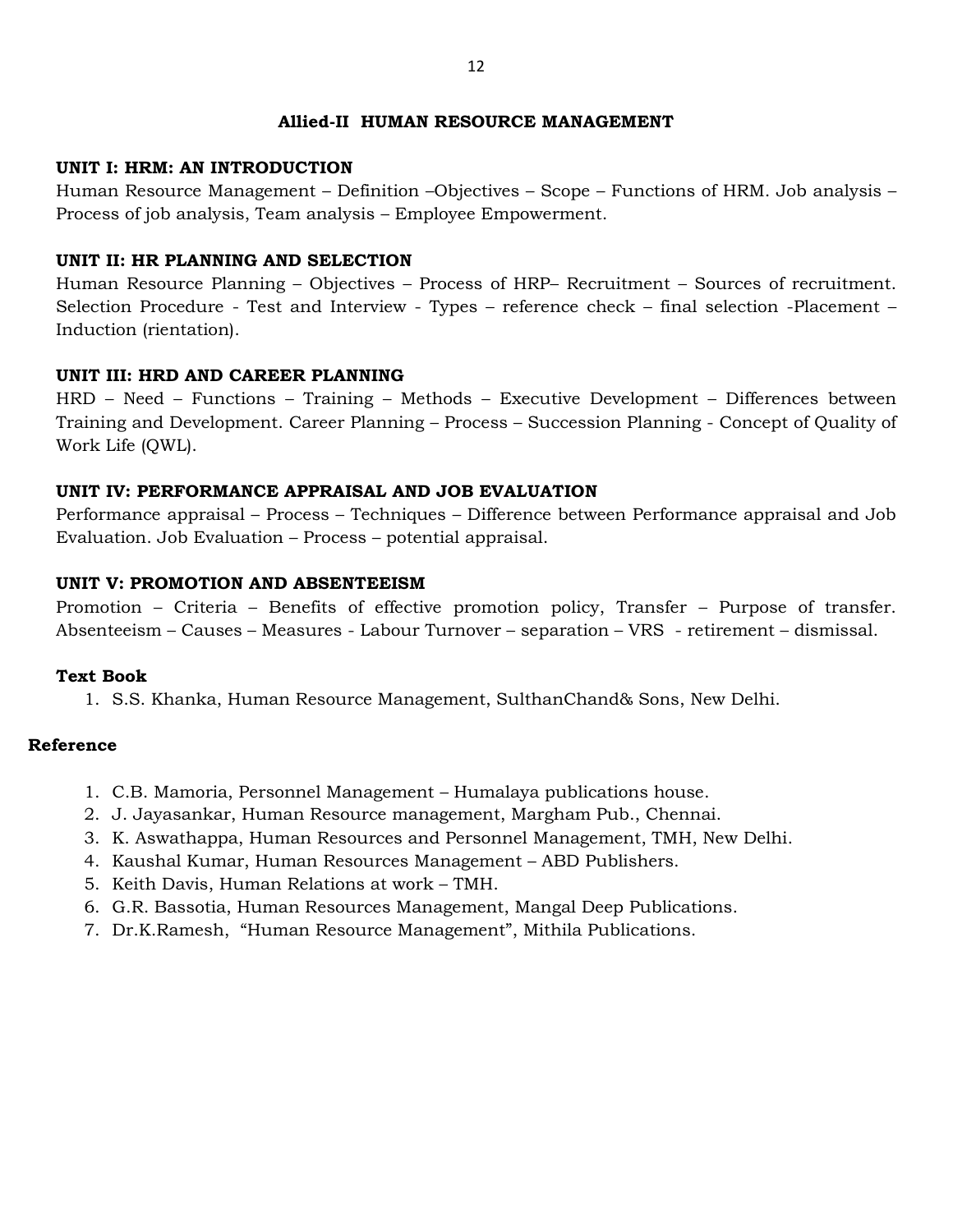## Allied-II HUMAN RESOURCE MANAGEMENT

### UNIT I: HRM: AN INTRODUCTION

Human Resource Management – Definition –Objectives – Scope – Functions of HRM. Job analysis – Process of job analysis, Team analysis – Employee Empowerment.

### UNIT II: HR PLANNING AND SELECTION

Human Resource Planning – Objectives – Process of HRP– Recruitment – Sources of recruitment. Selection Procedure - Test and Interview - Types – reference check – final selection -Placement – Induction (rientation).

### UNIT III: HRD AND CAREER PLANNING

HRD – Need – Functions – Training – Methods – Executive Development – Differences between Training and Development. Career Planning – Process – Succession Planning - Concept of Quality of Work Life (QWL).

### UNIT IV: PERFORMANCE APPRAISAL AND JOB EVALUATION

Performance appraisal – Process – Techniques – Difference between Performance appraisal and Job Evaluation. Job Evaluation – Process – potential appraisal.

### UNIT V: PROMOTION AND ABSENTEEISM

Promotion – Criteria – Benefits of effective promotion policy, Transfer – Purpose of transfer. Absenteeism – Causes – Measures - Labour Turnover – separation – VRS - retirement – dismissal.

### Text Book

1. S.S. Khanka, Human Resource Management, SulthanChand& Sons, New Delhi.

### Reference

1. C.B. Mamoria, Personnel Management – Humalaya publications house.
2. J. Jayasankar, Human Resource management, Margham Pub., Chennai.
3. K. Aswathappa, Human Resources and Personnel Management, TMH, New Delhi.
4. Kaushal Kumar, Human Resources Management – ABD Publishers.
5. Keith Davis, Human Relations at work – TMH.
6. G.R. Bassotia, Human Resources Management, Mangal Deep Publications.
7. Dr.K.Ramesh, "Human Resource Management", Mithila Publications.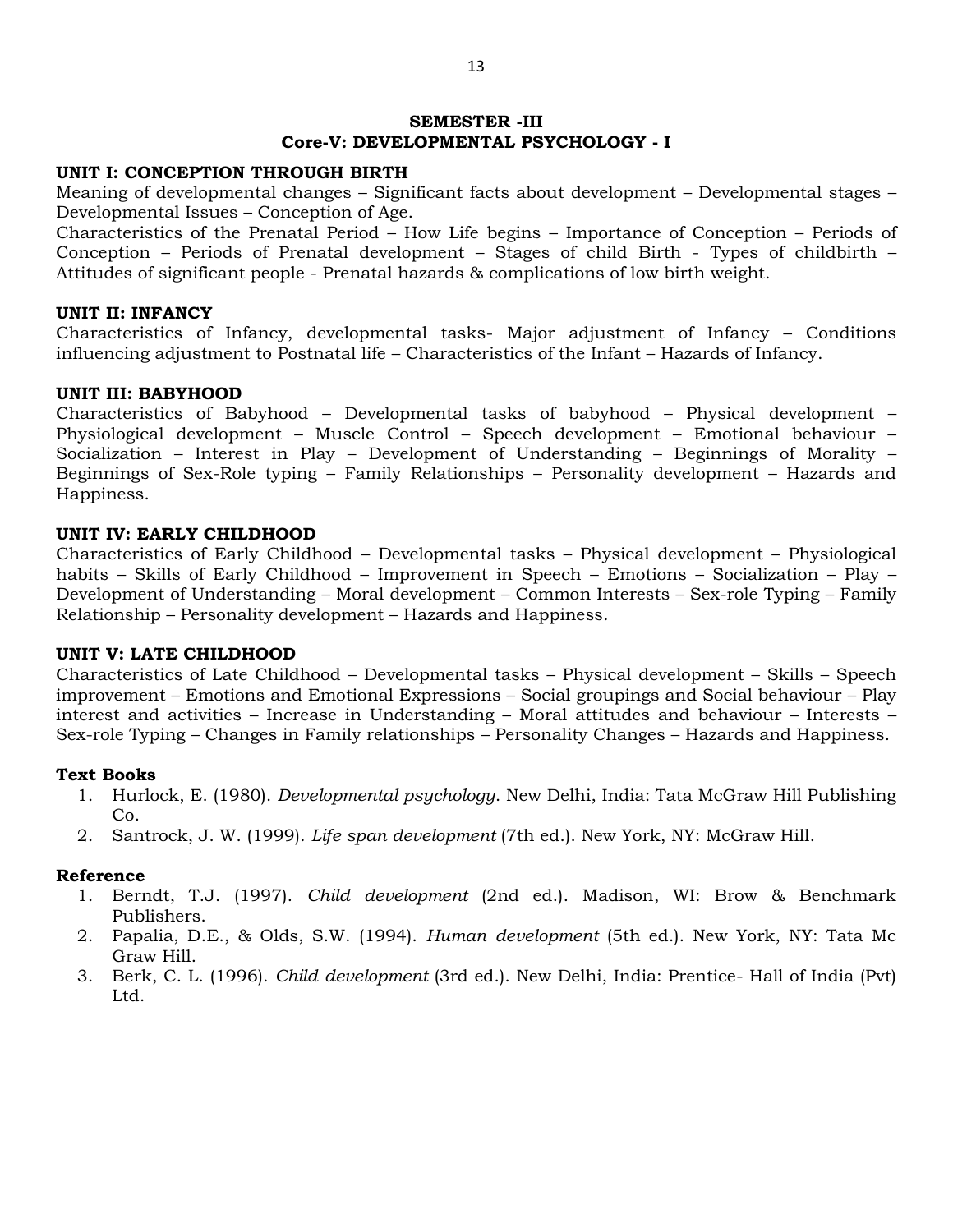## SEMESTER -III
## Core-V: DEVELOPMENTAL PSYCHOLOGY - I

### UNIT I: CONCEPTION THROUGH BIRTH

Meaning of developmental changes – Significant facts about development – Developmental stages – Developmental Issues – Conception of Age.

Characteristics of the Prenatal Period – How Life begins – Importance of Conception – Periods of Conception – Periods of Prenatal development – Stages of child Birth - Types of childbirth – Attitudes of significant people - Prenatal hazards & complications of low birth weight.

### UNIT II: INFANCY

Characteristics of Infancy, developmental tasks- Major adjustment of Infancy – Conditions influencing adjustment to Postnatal life – Characteristics of the Infant – Hazards of Infancy.

### UNIT III: BABYHOOD

Characteristics of Babyhood – Developmental tasks of babyhood – Physical development – Physiological development – Muscle Control – Speech development – Emotional behaviour – Socialization – Interest in Play – Development of Understanding – Beginnings of Morality – Beginnings of Sex-Role typing – Family Relationships – Personality development – Hazards and Happiness.

### UNIT IV: EARLY CHILDHOOD

Characteristics of Early Childhood – Developmental tasks – Physical development – Physiological habits – Skills of Early Childhood – Improvement in Speech – Emotions – Socialization – Play – Development of Understanding – Moral development – Common Interests – Sex-role Typing – Family Relationship – Personality development – Hazards and Happiness.

### UNIT V: LATE CHILDHOOD

Characteristics of Late Childhood – Developmental tasks – Physical development – Skills – Speech improvement – Emotions and Emotional Expressions – Social groupings and Social behaviour – Play interest and activities – Increase in Understanding – Moral attitudes and behaviour – Interests – Sex-role Typing – Changes in Family relationships – Personality Changes – Hazards and Happiness.

### Text Books

1. Hurlock, E. (1980). *Developmental psychology*. New Delhi, India: Tata McGraw Hill Publishing Co.
2. Santrock, J. W. (1999). *Life span development* (7th ed.). New York, NY: McGraw Hill.

### Reference

1. Berndt, T.J. (1997). *Child development* (2nd ed.). Madison, WI: Brow & Benchmark Publishers.
2. Papalia, D.E., & Olds, S.W. (1994). *Human development* (5th ed.). New York, NY: Tata Mc Graw Hill.
3. Berk, C. L. (1996). *Child development* (3rd ed.). New Delhi, India: Prentice- Hall of India (Pvt) Ltd.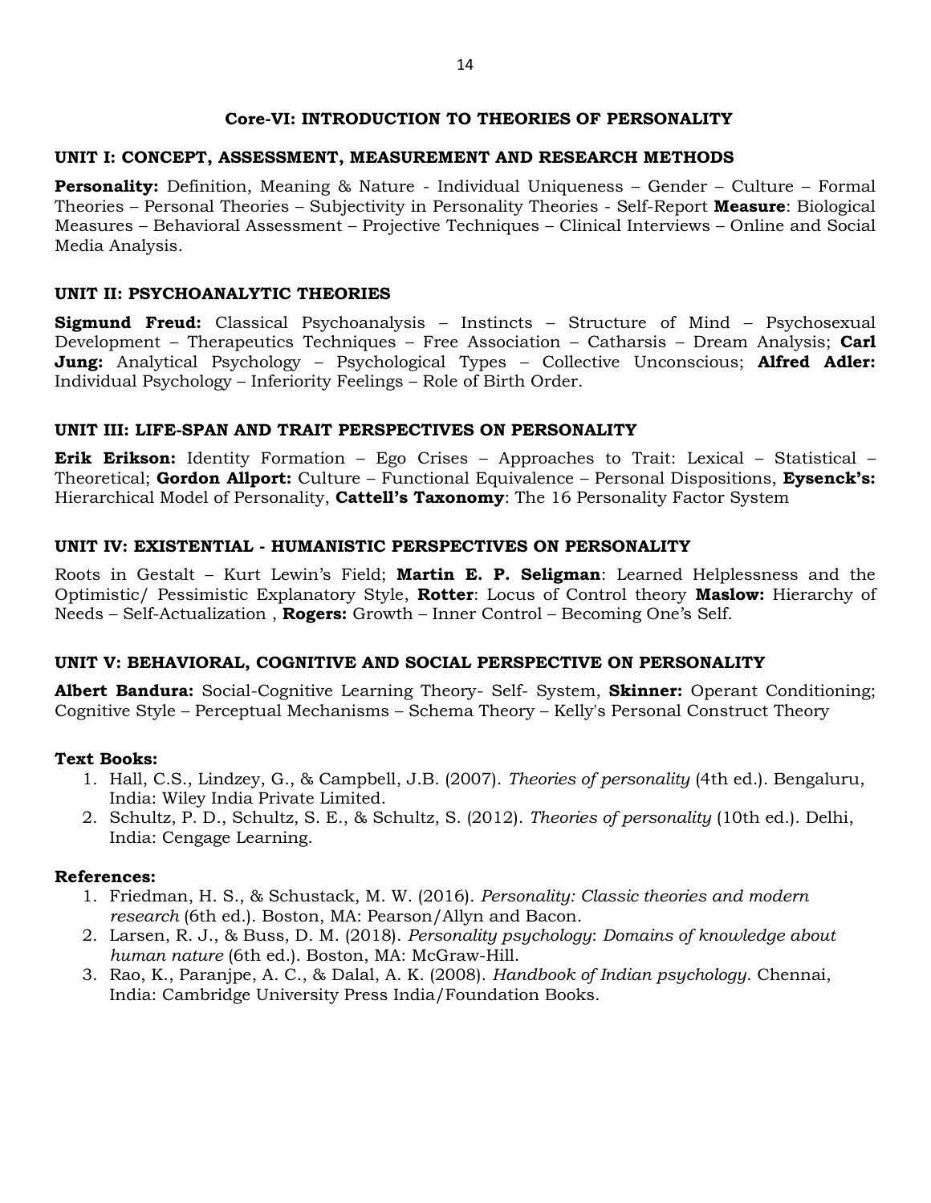## Core-VI: INTRODUCTION TO THEORIES OF PERSONALITY

### UNIT I: CONCEPT, ASSESSMENT, MEASUREMENT AND RESEARCH METHODS

**Personality:** Definition, Meaning & Nature - Individual Uniqueness – Gender – Culture – Formal Theories – Personal Theories – Subjectivity in Personality Theories - Self-Report **Measure**: Biological Measures – Behavioral Assessment – Projective Techniques – Clinical Interviews – Online and Social Media Analysis.

### UNIT II: PSYCHOANALYTIC THEORIES

**Sigmund Freud:** Classical Psychoanalysis – Instincts – Structure of Mind – Psychosexual Development – Therapeutics Techniques – Free Association – Catharsis – Dream Analysis; **Carl Jung:** Analytical Psychology – Psychological Types – Collective Unconscious; **Alfred Adler:** Individual Psychology – Inferiority Feelings – Role of Birth Order.

### UNIT III: LIFE-SPAN AND TRAIT PERSPECTIVES ON PERSONALITY

**Erik Erikson:** Identity Formation – Ego Crises – Approaches to Trait: Lexical – Statistical – Theoretical; **Gordon Allport:** Culture – Functional Equivalence – Personal Dispositions, **Eysenck's:** Hierarchical Model of Personality, **Cattell's Taxonomy**: The 16 Personality Factor System

### UNIT IV: EXISTENTIAL - HUMANISTIC PERSPECTIVES ON PERSONALITY

Roots in Gestalt – Kurt Lewin's Field; **Martin E. P. Seligman**: Learned Helplessness and the Optimistic/ Pessimistic Explanatory Style, **Rotter**: Locus of Control theory **Maslow:** Hierarchy of Needs – Self-Actualization , **Rogers:** Growth – Inner Control – Becoming One's Self.

### UNIT V: BEHAVIORAL, COGNITIVE AND SOCIAL PERSPECTIVE ON PERSONALITY

**Albert Bandura:** Social-Cognitive Learning Theory- Self- System, **Skinner:** Operant Conditioning; Cognitive Style – Perceptual Mechanisms – Schema Theory – Kelly's Personal Construct Theory

**Text Books:**

1. Hall, C.S., Lindzey, G., & Campbell, J.B. (2007). *Theories of personality* (4th ed.). Bengaluru, India: Wiley India Private Limited.
2. Schultz, P. D., Schultz, S. E., & Schultz, S. (2012). *Theories of personality* (10th ed.). Delhi, India: Cengage Learning.

**References:**

1. Friedman, H. S., & Schustack, M. W. (2016). *Personality: Classic theories and modern research* (6th ed.). Boston, MA: Pearson/Allyn and Bacon.
2. Larsen, R. J., & Buss, D. M. (2018). *Personality psychology*: *Domains of knowledge about human nature* (6th ed.). Boston, MA: McGraw-Hill.
3. Rao, K., Paranjpe, A. C., & Dalal, A. K. (2008). *Handbook of Indian psychology*. Chennai, India: Cambridge University Press India/Foundation Books.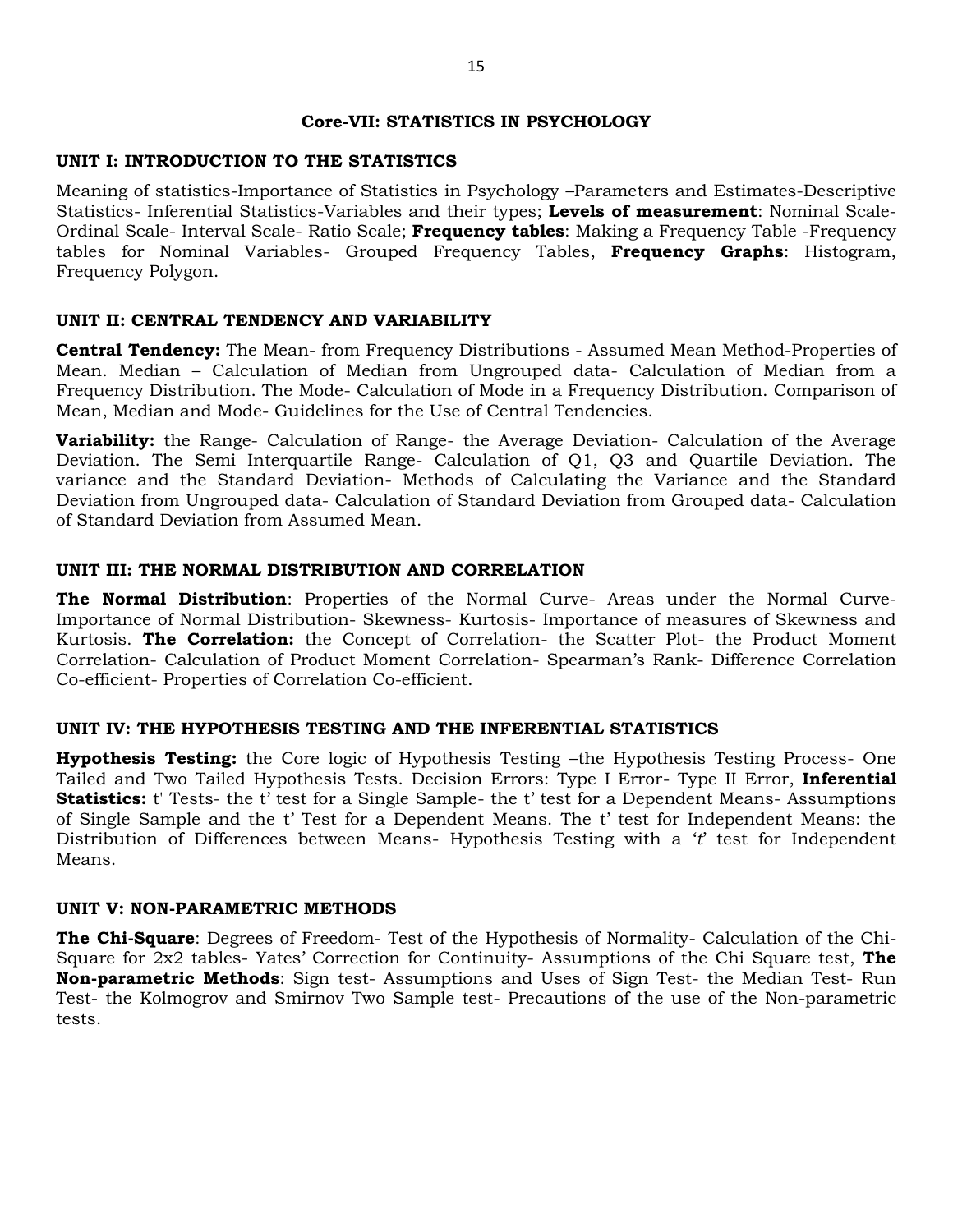## Core-VII: STATISTICS IN PSYCHOLOGY

### UNIT I: INTRODUCTION TO THE STATISTICS

Meaning of statistics-Importance of Statistics in Psychology –Parameters and Estimates-Descriptive Statistics- Inferential Statistics-Variables and their types; **Levels of measurement**: Nominal Scale-Ordinal Scale- Interval Scale- Ratio Scale; **Frequency tables**: Making a Frequency Table -Frequency tables for Nominal Variables- Grouped Frequency Tables, **Frequency Graphs**: Histogram, Frequency Polygon.

### UNIT II: CENTRAL TENDENCY AND VARIABILITY

**Central Tendency:** The Mean- from Frequency Distributions - Assumed Mean Method-Properties of Mean. Median – Calculation of Median from Ungrouped data- Calculation of Median from a Frequency Distribution. The Mode- Calculation of Mode in a Frequency Distribution. Comparison of Mean, Median and Mode- Guidelines for the Use of Central Tendencies.

**Variability:** the Range- Calculation of Range- the Average Deviation- Calculation of the Average Deviation. The Semi Interquartile Range- Calculation of Q1, Q3 and Quartile Deviation. The variance and the Standard Deviation- Methods of Calculating the Variance and the Standard Deviation from Ungrouped data- Calculation of Standard Deviation from Grouped data- Calculation of Standard Deviation from Assumed Mean.

### UNIT III: THE NORMAL DISTRIBUTION AND CORRELATION

**The Normal Distribution**: Properties of the Normal Curve- Areas under the Normal Curve-Importance of Normal Distribution- Skewness- Kurtosis- Importance of measures of Skewness and Kurtosis. **The Correlation:** the Concept of Correlation- the Scatter Plot- the Product Moment Correlation- Calculation of Product Moment Correlation- Spearman's Rank- Difference Correlation Co-efficient- Properties of Correlation Co-efficient.

### UNIT IV: THE HYPOTHESIS TESTING AND THE INFERENTIAL STATISTICS

**Hypothesis Testing:** the Core logic of Hypothesis Testing –the Hypothesis Testing Process- One Tailed and Two Tailed Hypothesis Tests. Decision Errors: Type I Error- Type II Error, **Inferential Statistics:** t' Tests- the t' test for a Single Sample- the t' test for a Dependent Means- Assumptions of Single Sample and the t' Test for a Dependent Means. The t' test for Independent Means: the Distribution of Differences between Means- Hypothesis Testing with a '*t*' test for Independent Means.

### UNIT V: NON-PARAMETRIC METHODS

**The Chi-Square**: Degrees of Freedom- Test of the Hypothesis of Normality- Calculation of the Chi-Square for 2x2 tables- Yates' Correction for Continuity- Assumptions of the Chi Square test, **The Non-parametric Methods**: Sign test- Assumptions and Uses of Sign Test- the Median Test- Run Test- the Kolmogrov and Smirnov Two Sample test- Precautions of the use of the Non-parametric tests.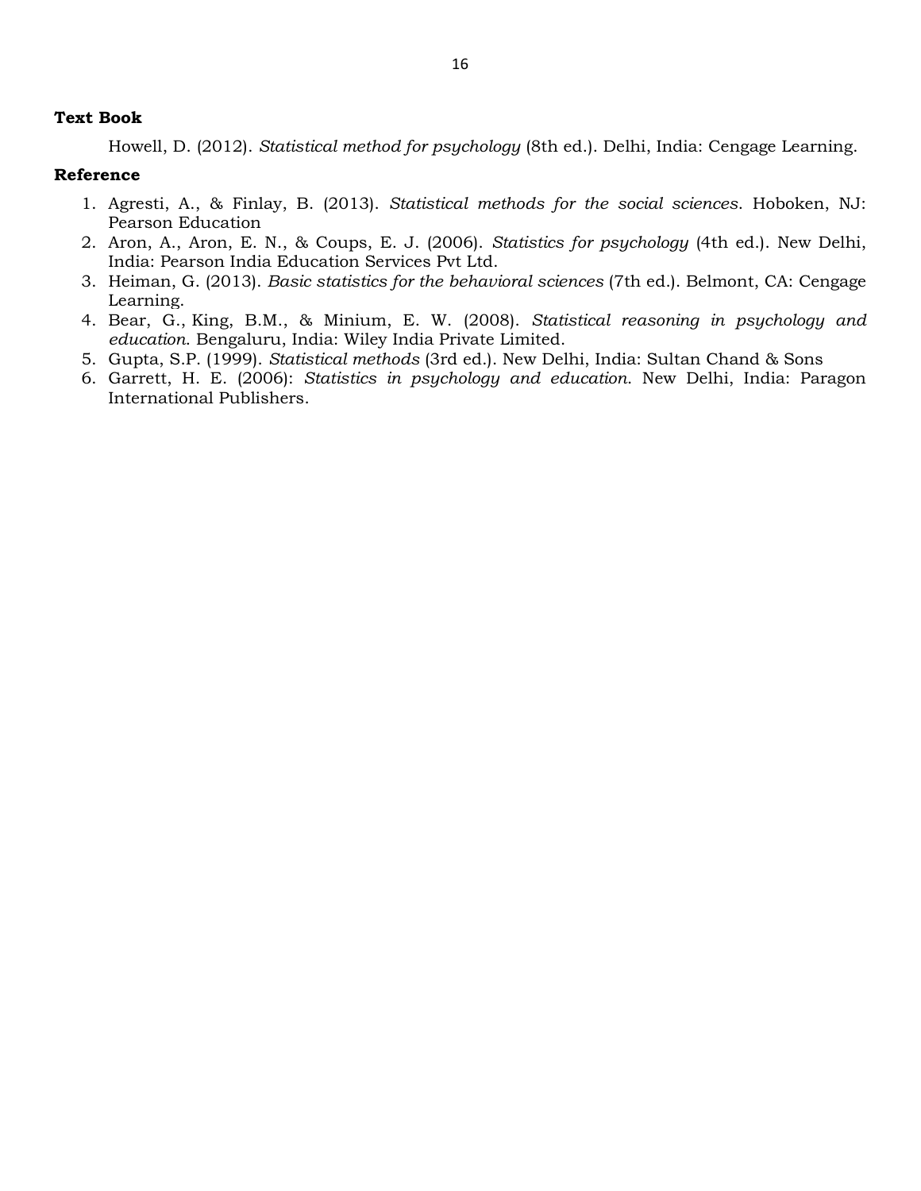**Text Book**

Howell, D. (2012). *Statistical method for psychology* (8th ed.). Delhi, India: Cengage Learning.

**Reference**

1. Agresti, A., & Finlay, B. (2013). *Statistical methods for the social sciences*. Hoboken, NJ: Pearson Education
2. Aron, A., Aron, E. N., & Coups, E. J. (2006). *Statistics for psychology* (4th ed.). New Delhi, India: Pearson India Education Services Pvt Ltd.
3. Heiman, G. (2013). *Basic statistics for the behavioral sciences* (7th ed.). Belmont, CA: Cengage Learning.
4. Bear, G., King, B.M., & Minium, E. W. (2008). *Statistical reasoning in psychology and education*. Bengaluru, India: Wiley India Private Limited.
5. Gupta, S.P. (1999). *Statistical methods* (3rd ed.). New Delhi, India: Sultan Chand & Sons
6. Garrett, H. E. (2006): *Statistics in psychology and education*. New Delhi, India: Paragon International Publishers.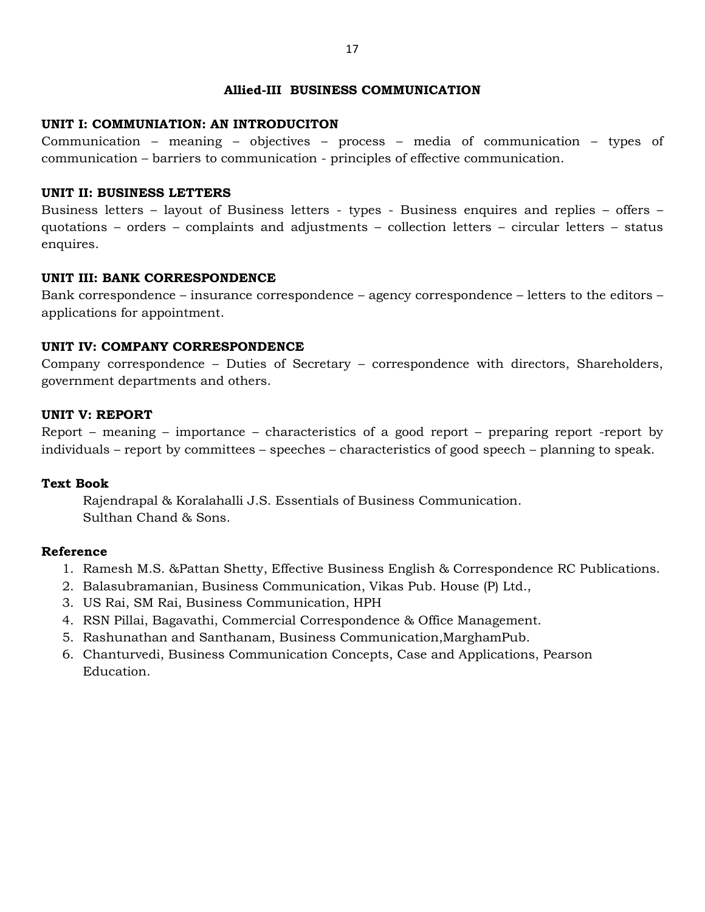## Allied-III BUSINESS COMMUNICATION

### UNIT I: COMMUNIATION: AN INTRODUCITON

Communication – meaning – objectives – process – media of communication – types of communication – barriers to communication - principles of effective communication.

### UNIT II: BUSINESS LETTERS

Business letters – layout of Business letters - types - Business enquires and replies – offers – quotations – orders – complaints and adjustments – collection letters – circular letters – status enquires.

### UNIT III: BANK CORRESPONDENCE

Bank correspondence – insurance correspondence – agency correspondence – letters to the editors – applications for appointment.

### UNIT IV: COMPANY CORRESPONDENCE

Company correspondence – Duties of Secretary – correspondence with directors, Shareholders, government departments and others.

### UNIT V: REPORT

Report – meaning – importance – characteristics of a good report – preparing report -report by individuals – report by committees – speeches – characteristics of good speech – planning to speak.

### Text Book

Rajendrapal & Koralahalli J.S. Essentials of Business Communication.
Sulthan Chand & Sons.

### Reference

1. Ramesh M.S. &Pattan Shetty, Effective Business English & Correspondence RC Publications.
2. Balasubramanian, Business Communication, Vikas Pub. House (P) Ltd.,
3. US Rai, SM Rai, Business Communication, HPH
4. RSN Pillai, Bagavathi, Commercial Correspondence & Office Management.
5. Rashunathan and Santhanam, Business Communication,MarghamPub.
6. Chanturvedi, Business Communication Concepts, Case and Applications, Pearson Education.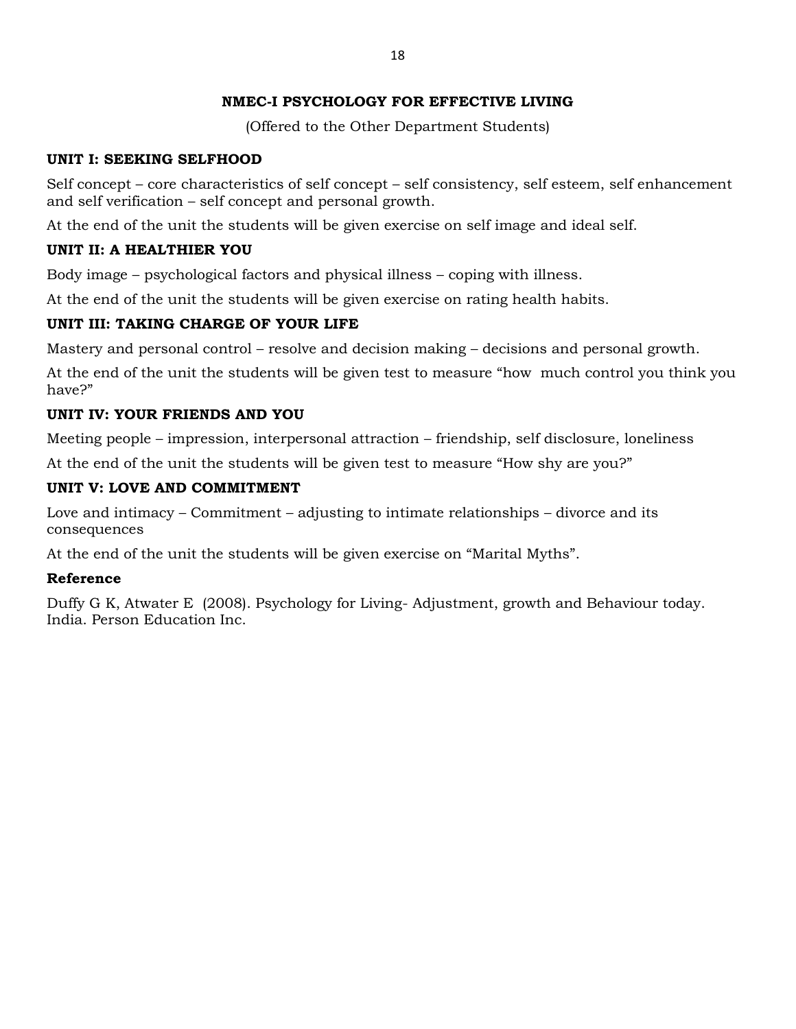## NMEC-I PSYCHOLOGY FOR EFFECTIVE LIVING

(Offered to the Other Department Students)

### UNIT I: SEEKING SELFHOOD

Self concept – core characteristics of self concept – self consistency, self esteem, self enhancement and self verification – self concept and personal growth.

At the end of the unit the students will be given exercise on self image and ideal self.

### UNIT II: A HEALTHIER YOU

Body image – psychological factors and physical illness – coping with illness.

At the end of the unit the students will be given exercise on rating health habits.

### UNIT III: TAKING CHARGE OF YOUR LIFE

Mastery and personal control – resolve and decision making – decisions and personal growth.

At the end of the unit the students will be given test to measure "how much control you think you have?"

### UNIT IV: YOUR FRIENDS AND YOU

Meeting people – impression, interpersonal attraction – friendship, self disclosure, loneliness

At the end of the unit the students will be given test to measure "How shy are you?"

### UNIT V: LOVE AND COMMITMENT

Love and intimacy – Commitment – adjusting to intimate relationships – divorce and its consequences

At the end of the unit the students will be given exercise on "Marital Myths".

### Reference

Duffy G K, Atwater E (2008). Psychology for Living- Adjustment, growth and Behaviour today. India. Person Education Inc.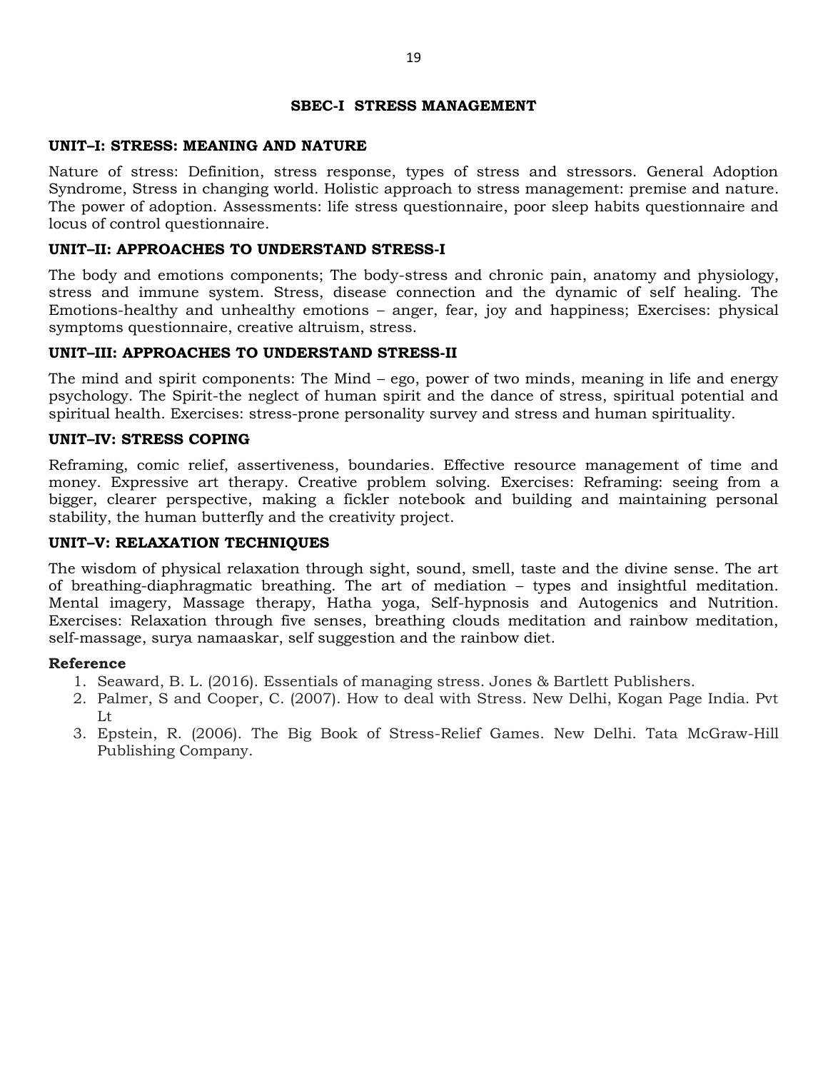# SBEC-I STRESS MANAGEMENT

## UNIT–I: STRESS: MEANING AND NATURE

Nature of stress: Definition, stress response, types of stress and stressors. General Adoption Syndrome, Stress in changing world. Holistic approach to stress management: premise and nature. The power of adoption. Assessments: life stress questionnaire, poor sleep habits questionnaire and locus of control questionnaire.

## UNIT–II: APPROACHES TO UNDERSTAND STRESS-I

The body and emotions components; The body-stress and chronic pain, anatomy and physiology, stress and immune system. Stress, disease connection and the dynamic of self healing. The Emotions-healthy and unhealthy emotions – anger, fear, joy and happiness; Exercises: physical symptoms questionnaire, creative altruism, stress.

## UNIT–III: APPROACHES TO UNDERSTAND STRESS-II

The mind and spirit components: The Mind – ego, power of two minds, meaning in life and energy psychology. The Spirit-the neglect of human spirit and the dance of stress, spiritual potential and spiritual health. Exercises: stress-prone personality survey and stress and human spirituality.

## UNIT–IV: STRESS COPING

Reframing, comic relief, assertiveness, boundaries. Effective resource management of time and money. Expressive art therapy. Creative problem solving. Exercises: Reframing: seeing from a bigger, clearer perspective, making a fickler notebook and building and maintaining personal stability, the human butterfly and the creativity project.

## UNIT–V: RELAXATION TECHNIQUES

The wisdom of physical relaxation through sight, sound, smell, taste and the divine sense. The art of breathing-diaphragmatic breathing. The art of mediation – types and insightful meditation. Mental imagery, Massage therapy, Hatha yoga, Self-hypnosis and Autogenics and Nutrition. Exercises: Relaxation through five senses, breathing clouds meditation and rainbow meditation, self-massage, surya namaaskar, self suggestion and the rainbow diet.

**Reference**

1. Seaward, B. L. (2016). Essentials of managing stress. Jones & Bartlett Publishers.
2. Palmer, S and Cooper, C. (2007). How to deal with Stress. New Delhi, Kogan Page India. Pvt Lt
3. Epstein, R. (2006). The Big Book of Stress-Relief Games. New Delhi. Tata McGraw-Hill Publishing Company.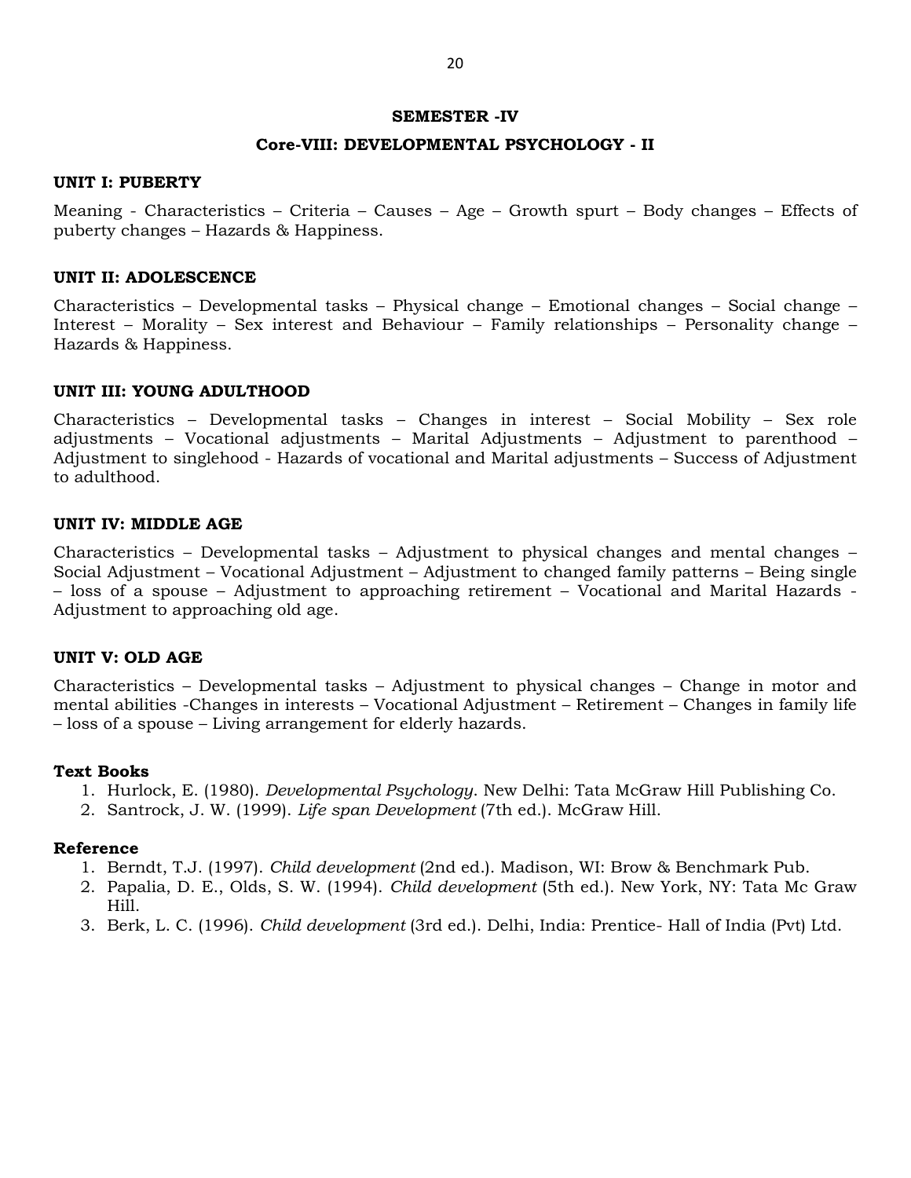## SEMESTER -IV

## Core-VIII: DEVELOPMENTAL PSYCHOLOGY - II

### UNIT I: PUBERTY

Meaning - Characteristics – Criteria – Causes – Age – Growth spurt – Body changes – Effects of puberty changes – Hazards & Happiness.

### UNIT II: ADOLESCENCE

Characteristics – Developmental tasks – Physical change – Emotional changes – Social change – Interest – Morality – Sex interest and Behaviour – Family relationships – Personality change – Hazards & Happiness.

### UNIT III: YOUNG ADULTHOOD

Characteristics – Developmental tasks – Changes in interest – Social Mobility – Sex role adjustments – Vocational adjustments – Marital Adjustments – Adjustment to parenthood – Adjustment to singlehood - Hazards of vocational and Marital adjustments – Success of Adjustment to adulthood.

### UNIT IV: MIDDLE AGE

Characteristics – Developmental tasks – Adjustment to physical changes and mental changes – Social Adjustment – Vocational Adjustment – Adjustment to changed family patterns – Being single – loss of a spouse – Adjustment to approaching retirement – Vocational and Marital Hazards - Adjustment to approaching old age.

### UNIT V: OLD AGE

Characteristics – Developmental tasks – Adjustment to physical changes – Change in motor and mental abilities -Changes in interests – Vocational Adjustment – Retirement – Changes in family life – loss of a spouse – Living arrangement for elderly hazards.

**Text Books**

1. Hurlock, E. (1980). *Developmental Psychology*. New Delhi: Tata McGraw Hill Publishing Co.
2. Santrock, J. W. (1999). *Life span Development* (7th ed.). McGraw Hill.

**Reference**

1. Berndt, T.J. (1997). *Child development* (2nd ed.). Madison, WI: Brow & Benchmark Pub.
2. Papalia, D. E., Olds, S. W. (1994). *Child development* (5th ed.). New York, NY: Tata Mc Graw Hill.
3. Berk, L. C. (1996). *Child development* (3rd ed.). Delhi, India: Prentice- Hall of India (Pvt) Ltd.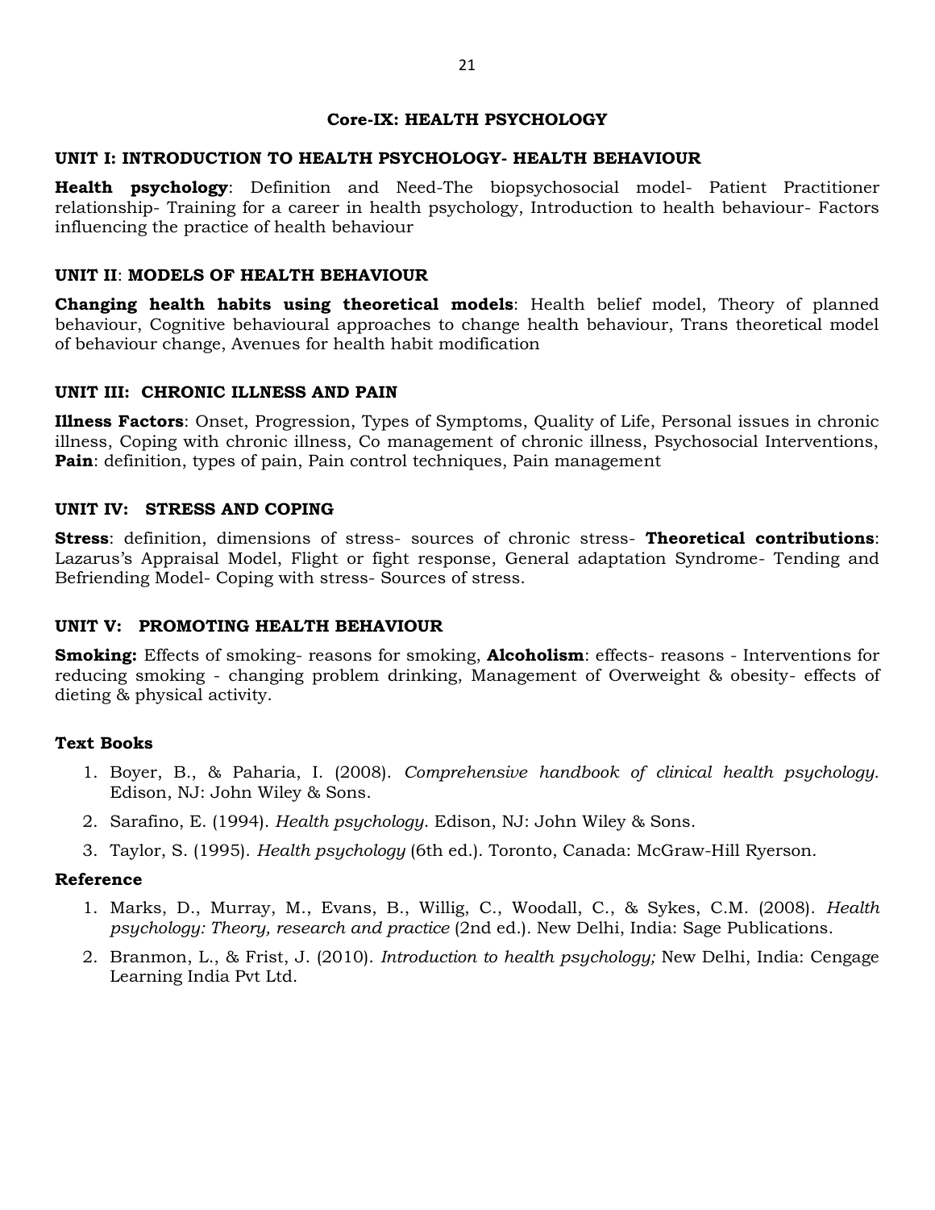## Core-IX: HEALTH PSYCHOLOGY

### UNIT I: INTRODUCTION TO HEALTH PSYCHOLOGY- HEALTH BEHAVIOUR

**Health psychology**: Definition and Need-The biopsychosocial model- Patient Practitioner relationship- Training for a career in health psychology, Introduction to health behaviour- Factors influencing the practice of health behaviour

### UNIT II: MODELS OF HEALTH BEHAVIOUR

**Changing health habits using theoretical models**: Health belief model, Theory of planned behaviour, Cognitive behavioural approaches to change health behaviour, Trans theoretical model of behaviour change, Avenues for health habit modification

### UNIT III: CHRONIC ILLNESS AND PAIN

**Illness Factors**: Onset, Progression, Types of Symptoms, Quality of Life, Personal issues in chronic illness, Coping with chronic illness, Co management of chronic illness, Psychosocial Interventions, **Pain**: definition, types of pain, Pain control techniques, Pain management

### UNIT IV: STRESS AND COPING

**Stress**: definition, dimensions of stress- sources of chronic stress- **Theoretical contributions**: Lazarus's Appraisal Model, Flight or fight response, General adaptation Syndrome- Tending and Befriending Model- Coping with stress- Sources of stress.

### UNIT V: PROMOTING HEALTH BEHAVIOUR

**Smoking:** Effects of smoking- reasons for smoking, **Alcoholism**: effects- reasons - Interventions for reducing smoking - changing problem drinking, Management of Overweight & obesity- effects of dieting & physical activity.

### Text Books

1. Boyer, B., & Paharia, I. (2008). *Comprehensive handbook of clinical health psychology.* Edison, NJ: John Wiley & Sons.
2. Sarafino, E. (1994). *Health psychology*. Edison, NJ: John Wiley & Sons.
3. Taylor, S. (1995). *Health psychology* (6th ed.). Toronto, Canada: McGraw-Hill Ryerson.

### Reference

1. Marks, D., Murray, M., Evans, B., Willig, C., Woodall, C., & Sykes, C.M. (2008). *Health psychology: Theory, research and practice* (2nd ed.). New Delhi, India: Sage Publications.
2. Branmon, L., & Frist, J. (2010). *Introduction to health psychology;* New Delhi, India: Cengage Learning India Pvt Ltd.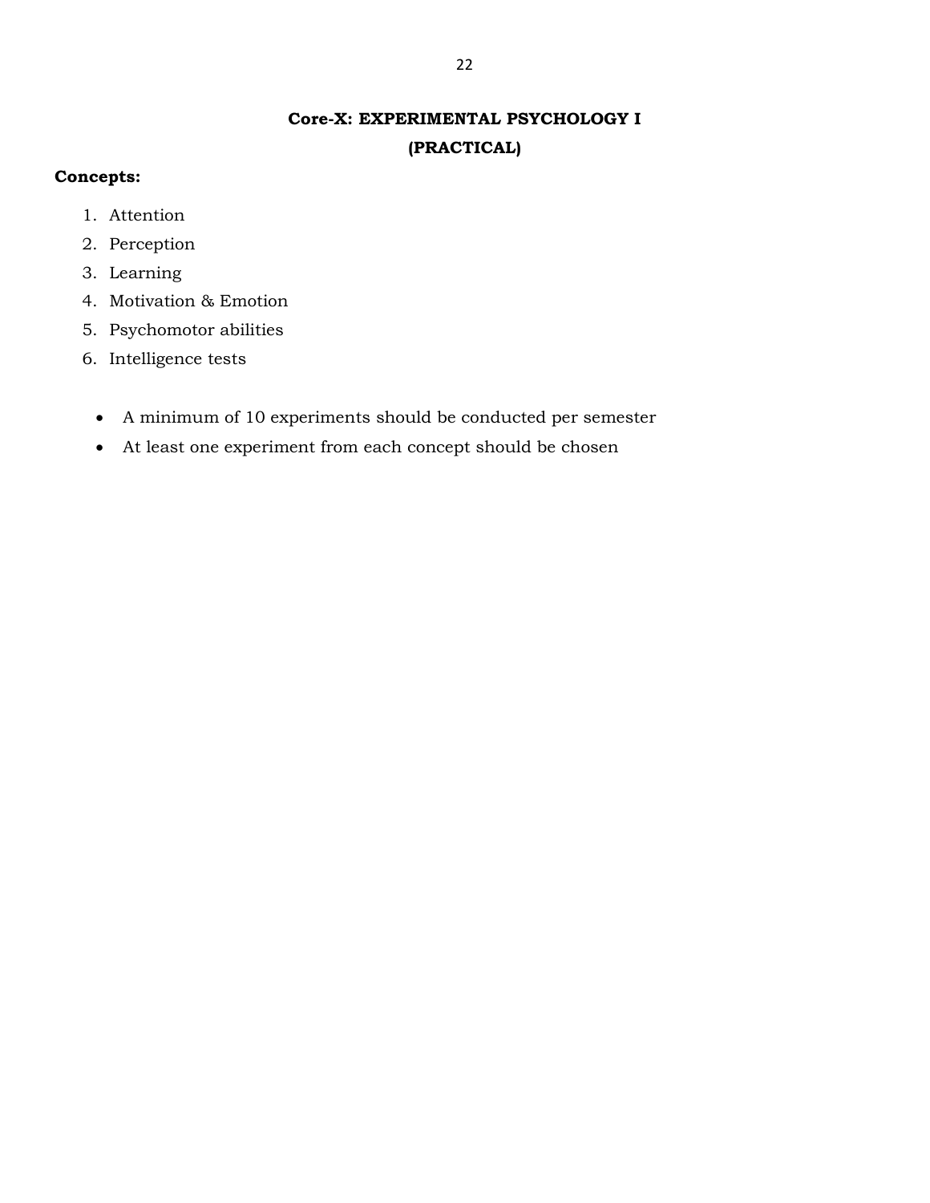# Core-X: EXPERIMENTAL PSYCHOLOGY I
## (PRACTICAL)

**Concepts:**

1. Attention
2. Perception
3. Learning
4. Motivation & Emotion
5. Psychomotor abilities
6. Intelligence tests

- A minimum of 10 experiments should be conducted per semester
- At least one experiment from each concept should be chosen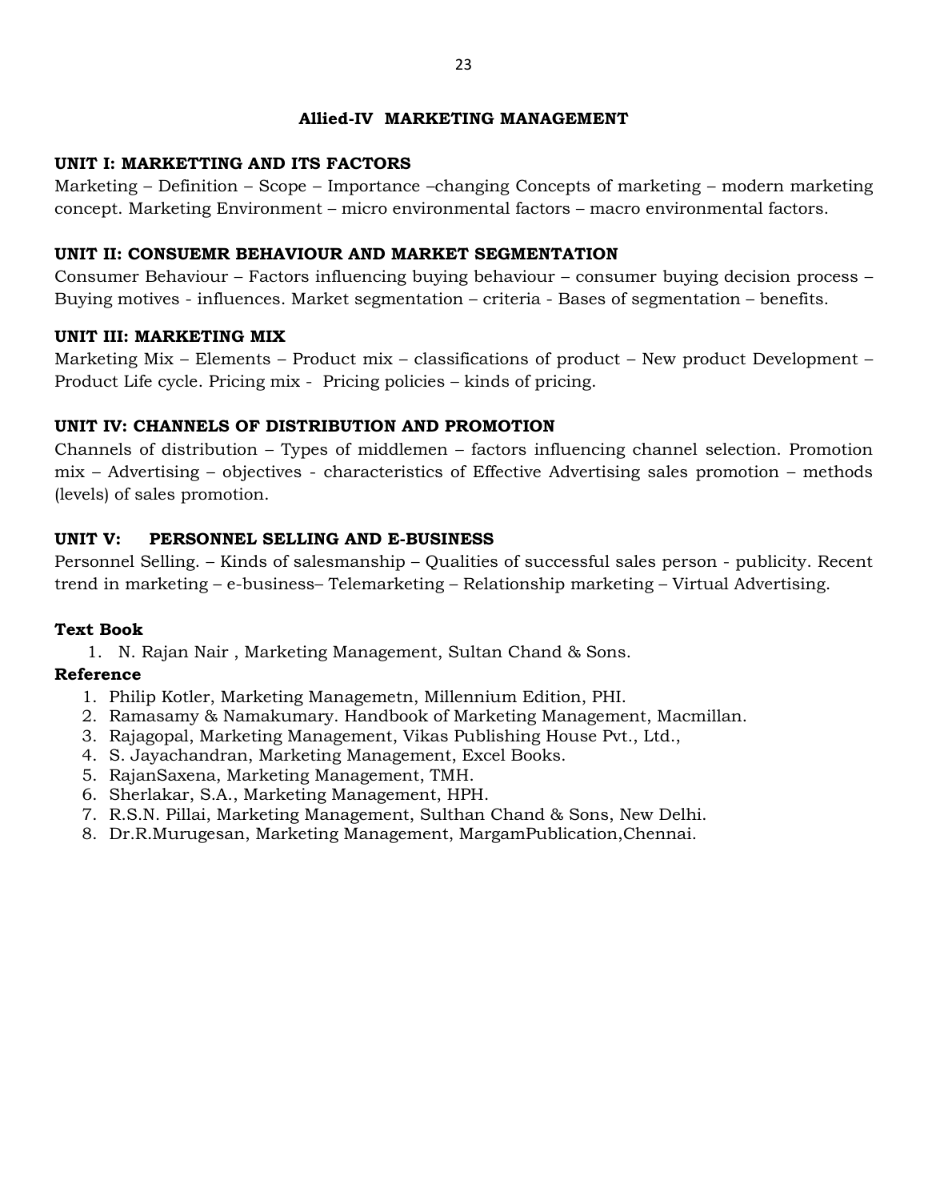## Allied-IV MARKETING MANAGEMENT

### UNIT I: MARKETTING AND ITS FACTORS

Marketing – Definition – Scope – Importance –changing Concepts of marketing – modern marketing concept. Marketing Environment – micro environmental factors – macro environmental factors.

### UNIT II: CONSUEMR BEHAVIOUR AND MARKET SEGMENTATION

Consumer Behaviour – Factors influencing buying behaviour – consumer buying decision process – Buying motives - influences. Market segmentation – criteria - Bases of segmentation – benefits.

### UNIT III: MARKETING MIX

Marketing Mix – Elements – Product mix – classifications of product – New product Development – Product Life cycle. Pricing mix - Pricing policies – kinds of pricing.

### UNIT IV: CHANNELS OF DISTRIBUTION AND PROMOTION

Channels of distribution – Types of middlemen – factors influencing channel selection. Promotion mix – Advertising – objectives - characteristics of Effective Advertising sales promotion – methods (levels) of sales promotion.

### UNIT V: PERSONNEL SELLING AND E-BUSINESS

Personnel Selling. – Kinds of salesmanship – Qualities of successful sales person - publicity. Recent trend in marketing – e-business– Telemarketing – Relationship marketing – Virtual Advertising.

**Text Book**

1. N. Rajan Nair , Marketing Management, Sultan Chand & Sons.

**Reference**

1. Philip Kotler, Marketing Managemetn, Millennium Edition, PHI.
2. Ramasamy & Namakumary. Handbook of Marketing Management, Macmillan.
3. Rajagopal, Marketing Management, Vikas Publishing House Pvt., Ltd.,
4. S. Jayachandran, Marketing Management, Excel Books.
5. RajanSaxena, Marketing Management, TMH.
6. Sherlakar, S.A., Marketing Management, HPH.
7. R.S.N. Pillai, Marketing Management, Sulthan Chand & Sons, New Delhi.
8. Dr.R.Murugesan, Marketing Management, MargamPublication,Chennai.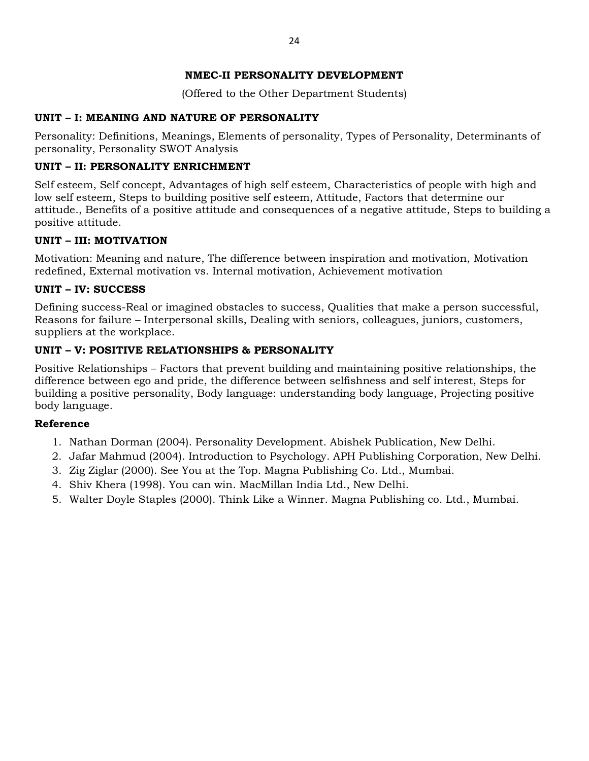## NMEC-II PERSONALITY DEVELOPMENT

(Offered to the Other Department Students)

### UNIT – I: MEANING AND NATURE OF PERSONALITY

Personality: Definitions, Meanings, Elements of personality, Types of Personality, Determinants of personality, Personality SWOT Analysis

### UNIT – II: PERSONALITY ENRICHMENT

Self esteem, Self concept, Advantages of high self esteem, Characteristics of people with high and low self esteem, Steps to building positive self esteem, Attitude, Factors that determine our attitude., Benefits of a positive attitude and consequences of a negative attitude, Steps to building a positive attitude.

### UNIT – III: MOTIVATION

Motivation: Meaning and nature, The difference between inspiration and motivation, Motivation redefined, External motivation vs. Internal motivation, Achievement motivation

### UNIT – IV: SUCCESS

Defining success-Real or imagined obstacles to success, Qualities that make a person successful, Reasons for failure – Interpersonal skills, Dealing with seniors, colleagues, juniors, customers, suppliers at the workplace.

### UNIT – V: POSITIVE RELATIONSHIPS & PERSONALITY

Positive Relationships – Factors that prevent building and maintaining positive relationships, the difference between ego and pride, the difference between selfishness and self interest, Steps for building a positive personality, Body language: understanding body language, Projecting positive body language.

### Reference

1. Nathan Dorman (2004). Personality Development. Abishek Publication, New Delhi.
2. Jafar Mahmud (2004). Introduction to Psychology. APH Publishing Corporation, New Delhi.
3. Zig Ziglar (2000). See You at the Top. Magna Publishing Co. Ltd., Mumbai.
4. Shiv Khera (1998). You can win. MacMillan India Ltd., New Delhi.
5. Walter Doyle Staples (2000). Think Like a Winner. Magna Publishing co. Ltd., Mumbai.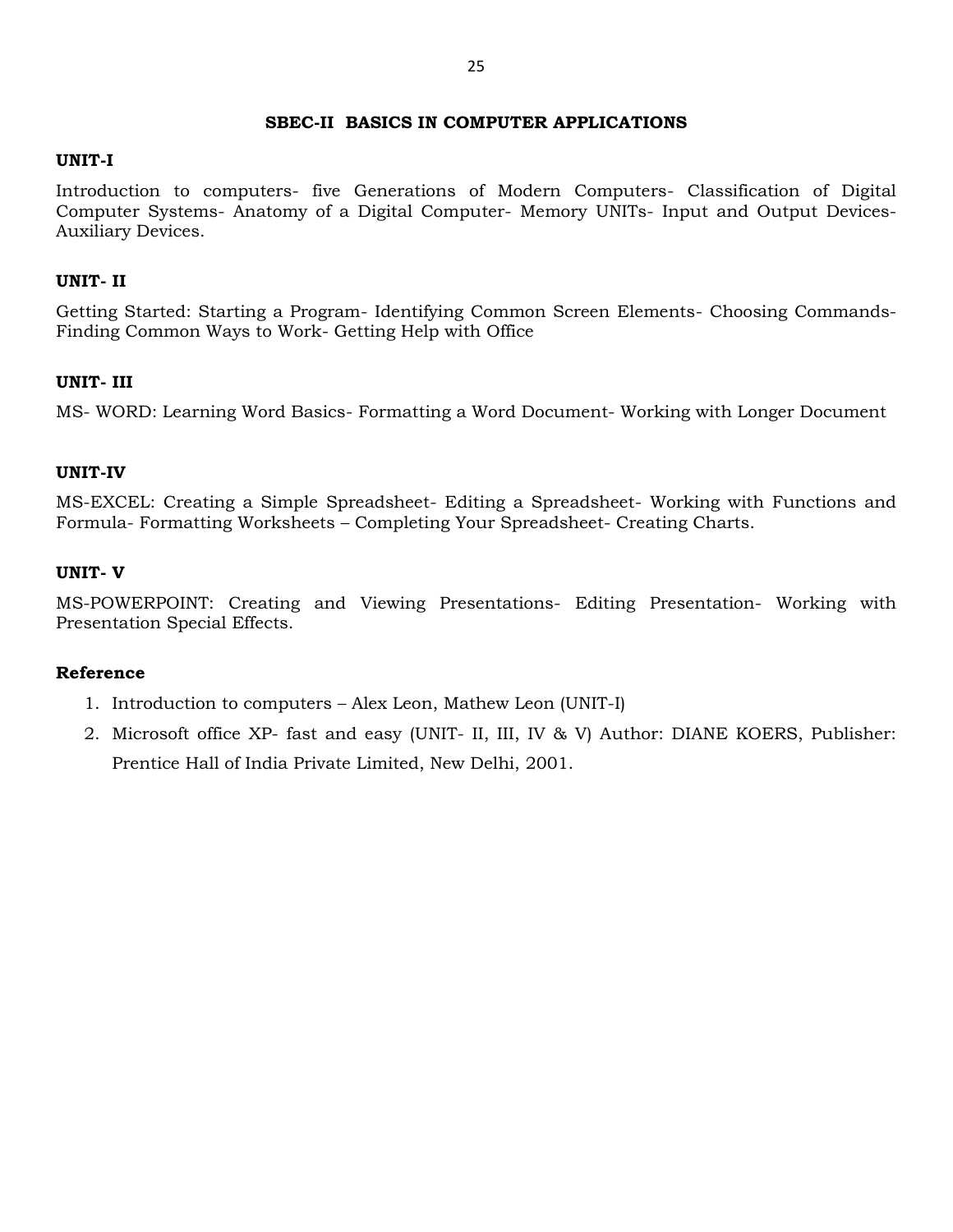## SBEC-II BASICS IN COMPUTER APPLICATIONS

### UNIT-I

Introduction to computers- five Generations of Modern Computers- Classification of Digital Computer Systems- Anatomy of a Digital Computer- Memory UNITs- Input and Output Devices- Auxiliary Devices.

### UNIT- II

Getting Started: Starting a Program- Identifying Common Screen Elements- Choosing Commands- Finding Common Ways to Work- Getting Help with Office

### UNIT- III

MS- WORD: Learning Word Basics- Formatting a Word Document- Working with Longer Document

### UNIT-IV

MS-EXCEL: Creating a Simple Spreadsheet- Editing a Spreadsheet- Working with Functions and Formula- Formatting Worksheets – Completing Your Spreadsheet- Creating Charts.

### UNIT- V

MS-POWERPOINT: Creating and Viewing Presentations- Editing Presentation- Working with Presentation Special Effects.

### Reference

1. Introduction to computers – Alex Leon, Mathew Leon (UNIT-I)
2. Microsoft office XP- fast and easy (UNIT- II, III, IV & V) Author: DIANE KOERS, Publisher: Prentice Hall of India Private Limited, New Delhi, 2001.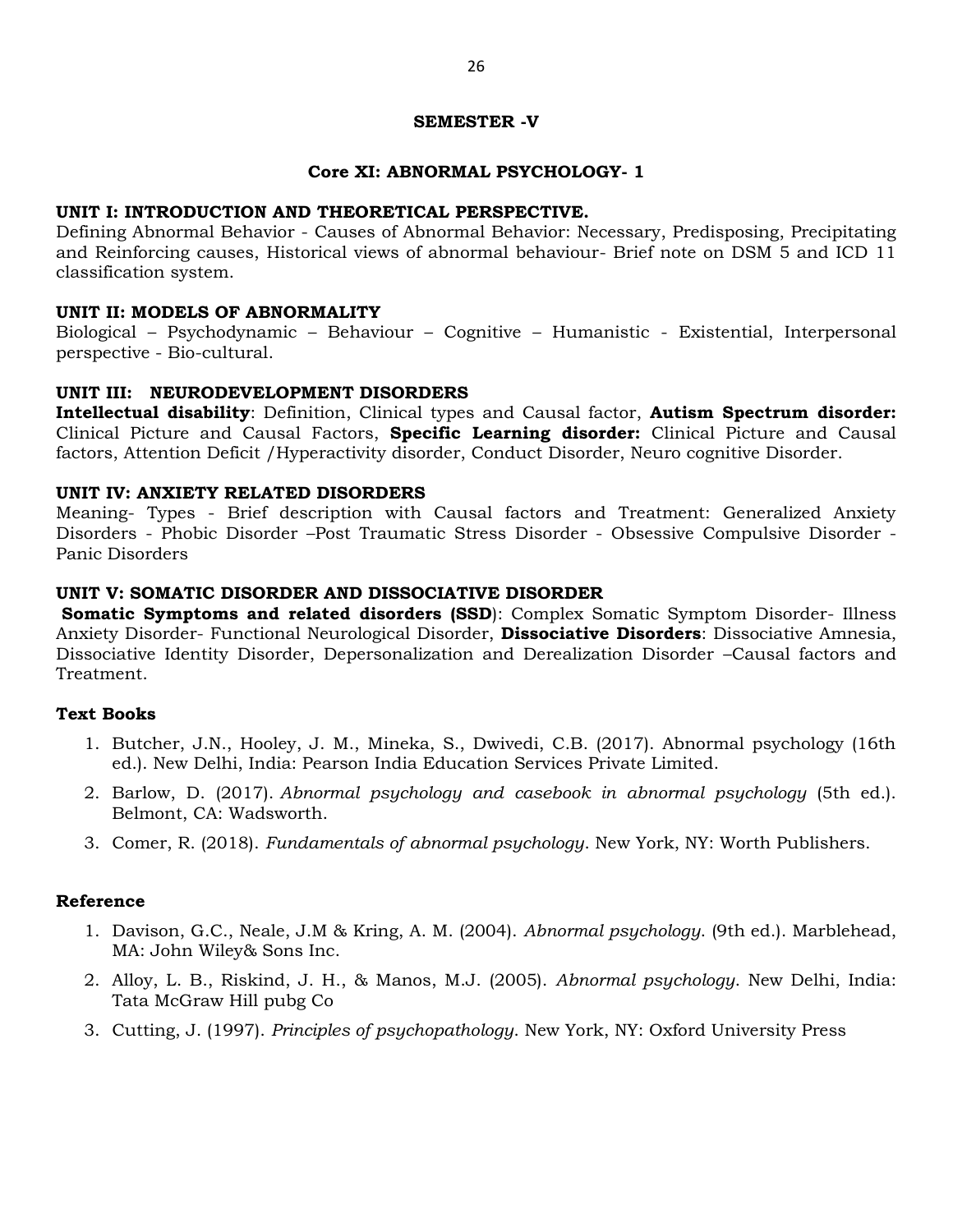## SEMESTER -V

### Core XI: ABNORMAL PSYCHOLOGY- 1

**UNIT I: INTRODUCTION AND THEORETICAL PERSPECTIVE.**
Defining Abnormal Behavior - Causes of Abnormal Behavior: Necessary, Predisposing, Precipitating and Reinforcing causes, Historical views of abnormal behaviour- Brief note on DSM 5 and ICD 11 classification system.

**UNIT II: MODELS OF ABNORMALITY**
Biological – Psychodynamic – Behaviour – Cognitive – Humanistic - Existential, Interpersonal perspective - Bio-cultural.

**UNIT III: NEURODEVELOPMENT DISORDERS**
**Intellectual disability**: Definition, Clinical types and Causal factor, **Autism Spectrum disorder:** Clinical Picture and Causal Factors, **Specific Learning disorder:** Clinical Picture and Causal factors, Attention Deficit /Hyperactivity disorder, Conduct Disorder, Neuro cognitive Disorder.

**UNIT IV: ANXIETY RELATED DISORDERS**
Meaning- Types - Brief description with Causal factors and Treatment: Generalized Anxiety Disorders - Phobic Disorder –Post Traumatic Stress Disorder - Obsessive Compulsive Disorder - Panic Disorders

**UNIT V: SOMATIC DISORDER AND DISSOCIATIVE DISORDER**
**Somatic Symptoms and related disorders (SSD**): Complex Somatic Symptom Disorder- Illness Anxiety Disorder- Functional Neurological Disorder, **Dissociative Disorders**: Dissociative Amnesia, Dissociative Identity Disorder, Depersonalization and Derealization Disorder –Causal factors and Treatment.

**Text Books**

1. Butcher, J.N., Hooley, J. M., Mineka, S., Dwivedi, C.B. (2017). Abnormal psychology (16th ed.). New Delhi, India: Pearson India Education Services Private Limited.
2. Barlow, D. (2017). *Abnormal psychology and casebook in abnormal psychology* (5th ed.). Belmont, CA: Wadsworth.
3. Comer, R. (2018). *Fundamentals of abnormal psychology*. New York, NY: Worth Publishers.

**Reference**

1. Davison, G.C., Neale, J.M & Kring, A. M. (2004). *Abnormal psychology*. (9th ed.). Marblehead, MA: John Wiley& Sons Inc.
2. Alloy, L. B., Riskind, J. H., & Manos, M.J. (2005). *Abnormal psychology*. New Delhi, India: Tata McGraw Hill pubg Co
3. Cutting, J. (1997). *Principles of psychopathology*. New York, NY: Oxford University Press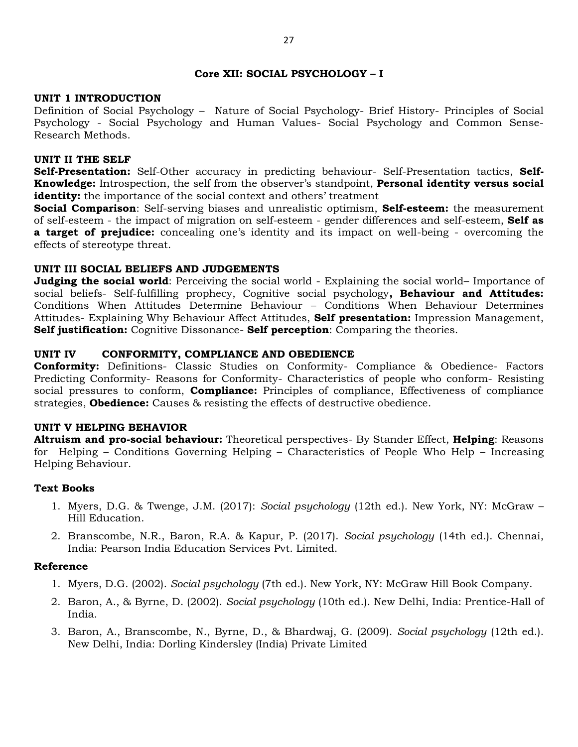## Core XII: SOCIAL PSYCHOLOGY – I

### UNIT 1 INTRODUCTION

Definition of Social Psychology – Nature of Social Psychology- Brief History- Principles of Social Psychology - Social Psychology and Human Values- Social Psychology and Common Sense- Research Methods.

### UNIT II THE SELF

**Self-Presentation:** Self-Other accuracy in predicting behaviour- Self-Presentation tactics, **Self-Knowledge:** Introspection, the self from the observer's standpoint, **Personal identity versus social identity:** the importance of the social context and others' treatment

**Social Comparison**: Self-serving biases and unrealistic optimism, **Self-esteem:** the measurement of self-esteem - the impact of migration on self-esteem - gender differences and self-esteem, **Self as a target of prejudice:** concealing one's identity and its impact on well-being - overcoming the effects of stereotype threat.

### UNIT III SOCIAL BELIEFS AND JUDGEMENTS

**Judging the social world**: Perceiving the social world - Explaining the social world– Importance of social beliefs- Self-fulfilling prophecy, Cognitive social psychology**, Behaviour and Attitudes:** Conditions When Attitudes Determine Behaviour – Conditions When Behaviour Determines Attitudes- Explaining Why Behaviour Affect Attitudes, **Self presentation:** Impression Management, **Self justification:** Cognitive Dissonance- **Self perception**: Comparing the theories.

### UNIT IV CONFORMITY, COMPLIANCE AND OBEDIENCE

**Conformity:** Definitions- Classic Studies on Conformity- Compliance & Obedience- Factors Predicting Conformity- Reasons for Conformity- Characteristics of people who conform- Resisting social pressures to conform, **Compliance:** Principles of compliance, Effectiveness of compliance strategies, **Obedience:** Causes & resisting the effects of destructive obedience.

### UNIT V HELPING BEHAVIOR

**Altruism and pro-social behaviour:** Theoretical perspectives- By Stander Effect, **Helping**: Reasons for Helping – Conditions Governing Helping – Characteristics of People Who Help – Increasing Helping Behaviour.

### Text Books

1. Myers, D.G. & Twenge, J.M. (2017): *Social psychology* (12th ed.). New York, NY: McGraw – Hill Education.
2. Branscombe, N.R., Baron, R.A. & Kapur, P. (2017). *Social psychology* (14th ed.). Chennai, India: Pearson India Education Services Pvt. Limited.

### Reference

1. Myers, D.G. (2002). *Social psychology* (7th ed.). New York, NY: McGraw Hill Book Company.
2. Baron, A., & Byrne, D. (2002). *Social psychology* (10th ed.). New Delhi, India: Prentice-Hall of India.
3. Baron, A., Branscombe, N., Byrne, D., & Bhardwaj, G. (2009). *Social psychology* (12th ed.). New Delhi, India: Dorling Kindersley (India) Private Limited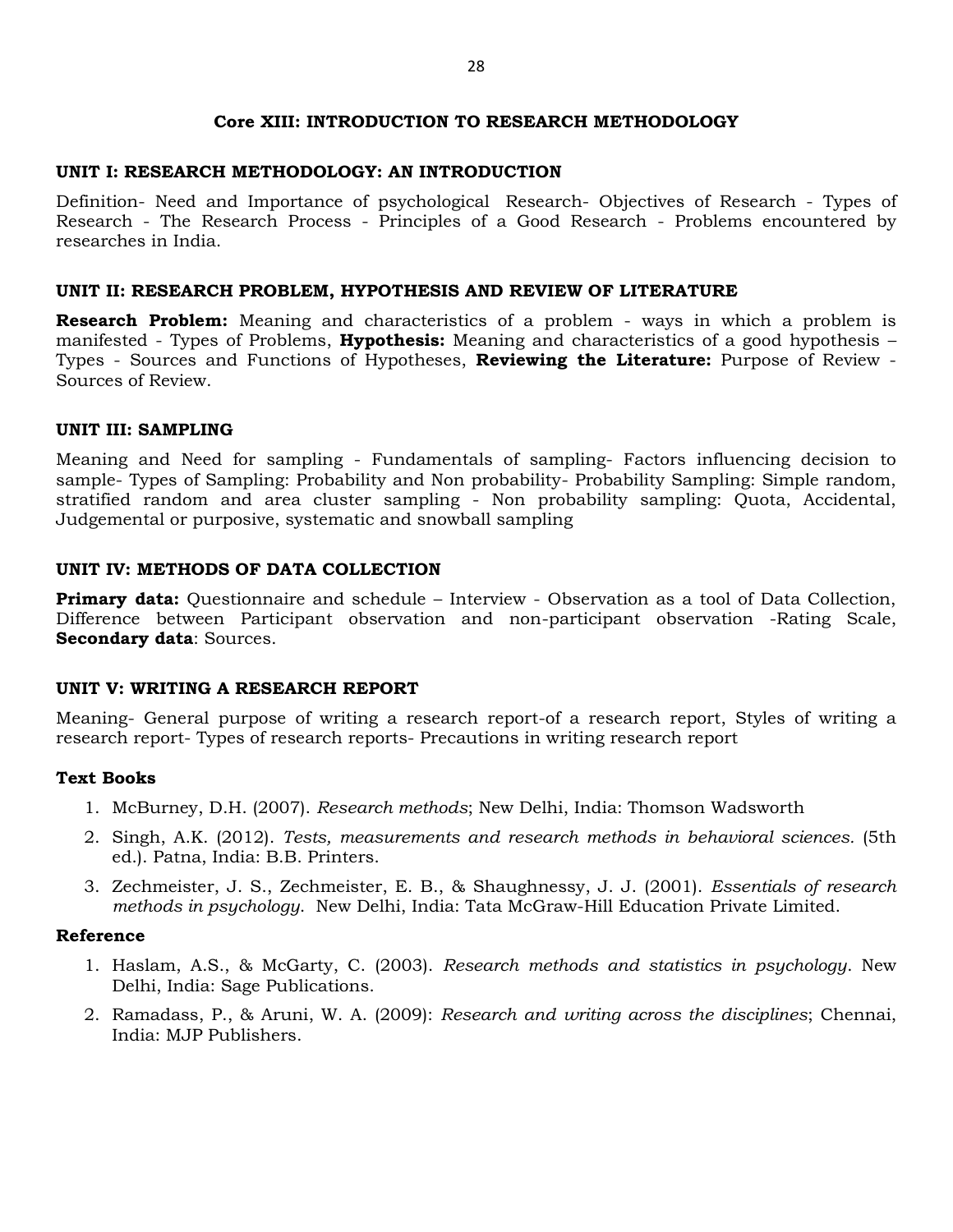## Core XIII: INTRODUCTION TO RESEARCH METHODOLOGY

### UNIT I: RESEARCH METHODOLOGY: AN INTRODUCTION

Definition- Need and Importance of psychological Research- Objectives of Research - Types of Research - The Research Process - Principles of a Good Research - Problems encountered by researches in India.

### UNIT II: RESEARCH PROBLEM, HYPOTHESIS AND REVIEW OF LITERATURE

**Research Problem:** Meaning and characteristics of a problem - ways in which a problem is manifested - Types of Problems, **Hypothesis:** Meaning and characteristics of a good hypothesis – Types - Sources and Functions of Hypotheses, **Reviewing the Literature:** Purpose of Review - Sources of Review.

### UNIT III: SAMPLING

Meaning and Need for sampling - Fundamentals of sampling- Factors influencing decision to sample- Types of Sampling: Probability and Non probability- Probability Sampling: Simple random, stratified random and area cluster sampling - Non probability sampling: Quota, Accidental, Judgemental or purposive, systematic and snowball sampling

### UNIT IV: METHODS OF DATA COLLECTION

**Primary data:** Questionnaire and schedule – Interview - Observation as a tool of Data Collection, Difference between Participant observation and non-participant observation -Rating Scale, **Secondary data**: Sources.

### UNIT V: WRITING A RESEARCH REPORT

Meaning- General purpose of writing a research report-of a research report, Styles of writing a research report- Types of research reports- Precautions in writing research report

### Text Books

1. McBurney, D.H. (2007). *Research methods*; New Delhi, India: Thomson Wadsworth
2. Singh, A.K. (2012). *Tests, measurements and research methods in behavioral sciences.* (5th ed.). Patna, India: B.B. Printers.
3. Zechmeister, J. S., Zechmeister, E. B., & Shaughnessy, J. J. (2001). *Essentials of research methods in psychology*. New Delhi, India: Tata McGraw-Hill Education Private Limited.

### Reference

1. Haslam, A.S., & McGarty, C. (2003). *Research methods and statistics in psychology*. New Delhi, India: Sage Publications.
2. Ramadass, P., & Aruni, W. A. (2009): *Research and writing across the disciplines*; Chennai, India: MJP Publishers.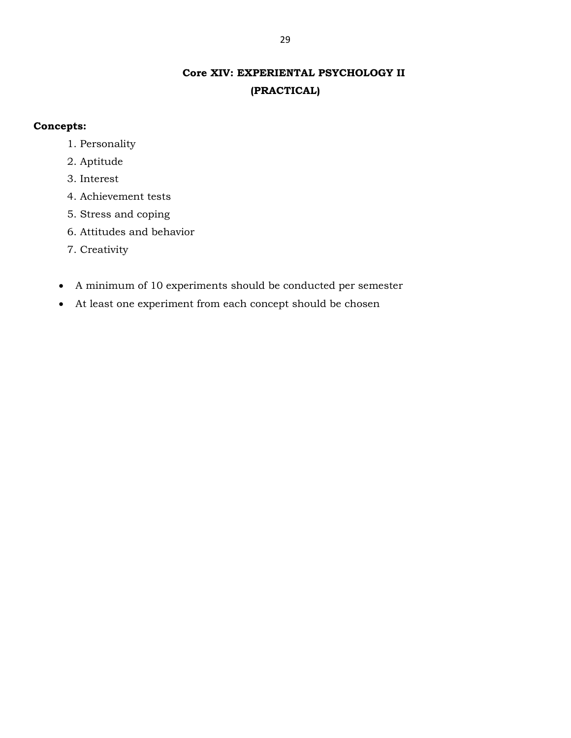# Core XIV: EXPERIENTAL PSYCHOLOGY II (PRACTICAL)

**Concepts:**

1. Personality
2. Aptitude
3. Interest
4. Achievement tests
5. Stress and coping
6. Attitudes and behavior
7. Creativity

- A minimum of 10 experiments should be conducted per semester
- At least one experiment from each concept should be chosen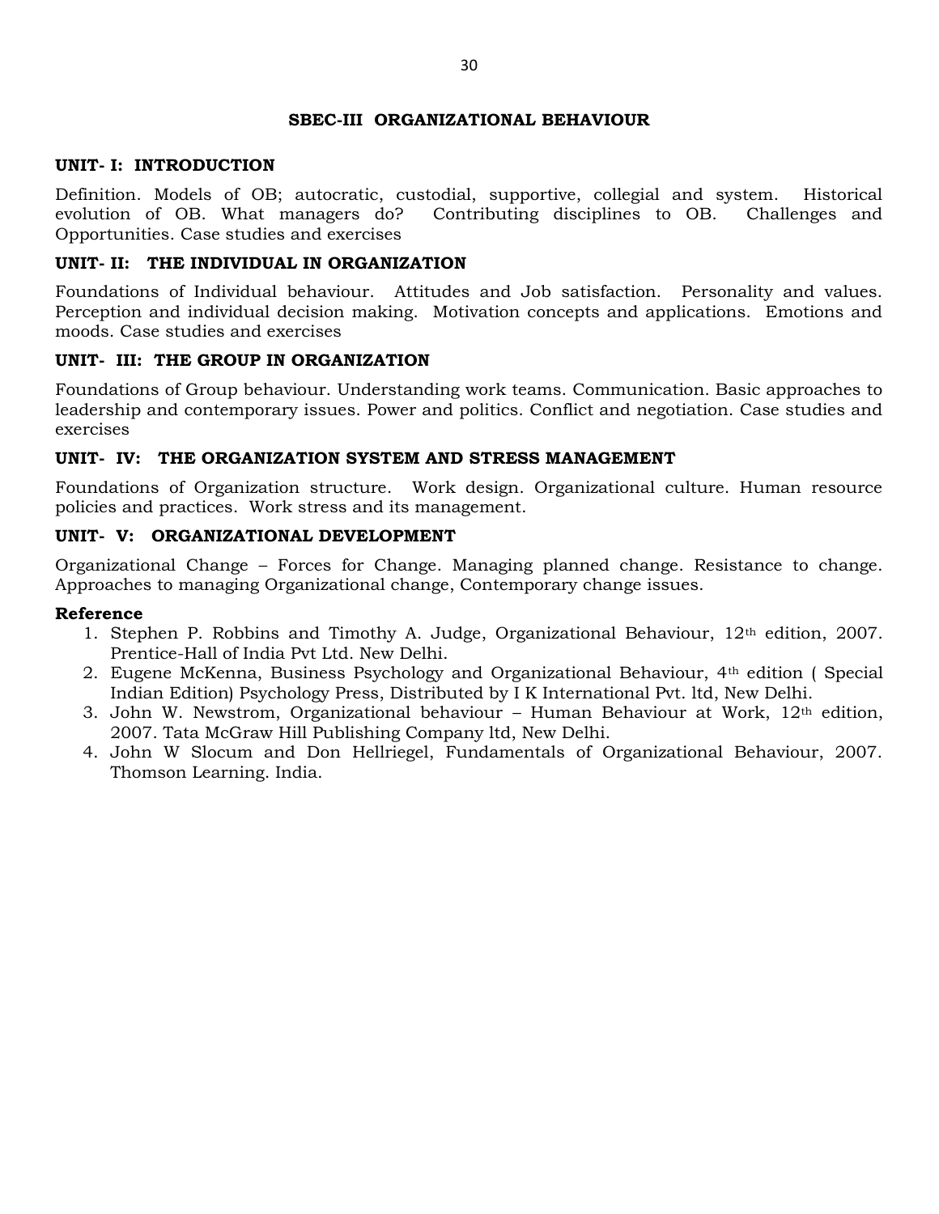## SBEC-III ORGANIZATIONAL BEHAVIOUR

### UNIT- I: INTRODUCTION

Definition. Models of OB; autocratic, custodial, supportive, collegial and system. Historical evolution of OB. What managers do? Contributing disciplines to OB. Challenges and Opportunities. Case studies and exercises

### UNIT- II: THE INDIVIDUAL IN ORGANIZATION

Foundations of Individual behaviour. Attitudes and Job satisfaction. Personality and values. Perception and individual decision making. Motivation concepts and applications. Emotions and moods. Case studies and exercises

### UNIT- III: THE GROUP IN ORGANIZATION

Foundations of Group behaviour. Understanding work teams. Communication. Basic approaches to leadership and contemporary issues. Power and politics. Conflict and negotiation. Case studies and exercises

### UNIT- IV: THE ORGANIZATION SYSTEM AND STRESS MANAGEMENT

Foundations of Organization structure. Work design. Organizational culture. Human resource policies and practices. Work stress and its management.

### UNIT- V: ORGANIZATIONAL DEVELOPMENT

Organizational Change – Forces for Change. Managing planned change. Resistance to change. Approaches to managing Organizational change, Contemporary change issues.

**Reference**

1. Stephen P. Robbins and Timothy A. Judge, Organizational Behaviour, 12th edition, 2007. Prentice-Hall of India Pvt Ltd. New Delhi.
2. Eugene McKenna, Business Psychology and Organizational Behaviour, 4th edition ( Special Indian Edition) Psychology Press, Distributed by I K International Pvt. ltd, New Delhi.
3. John W. Newstrom, Organizational behaviour – Human Behaviour at Work, 12th edition, 2007. Tata McGraw Hill Publishing Company ltd, New Delhi.
4. John W Slocum and Don Hellriegel, Fundamentals of Organizational Behaviour, 2007. Thomson Learning. India.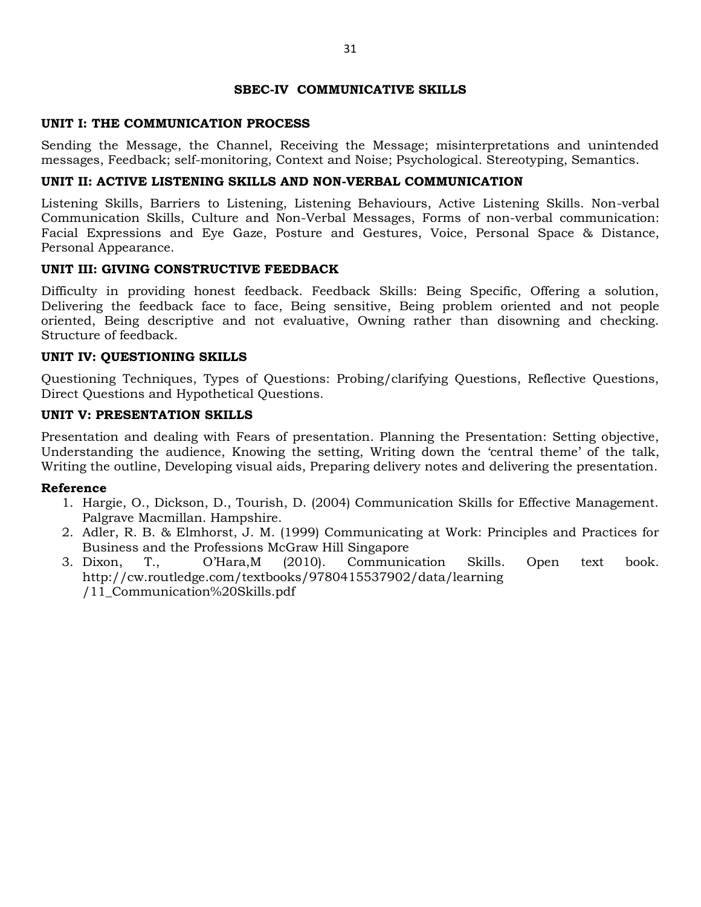## SBEC-IV COMMUNICATIVE SKILLS

### UNIT I: THE COMMUNICATION PROCESS

Sending the Message, the Channel, Receiving the Message; misinterpretations and unintended messages, Feedback; self-monitoring, Context and Noise; Psychological. Stereotyping, Semantics.

### UNIT II: ACTIVE LISTENING SKILLS AND NON-VERBAL COMMUNICATION

Listening Skills, Barriers to Listening, Listening Behaviours, Active Listening Skills. Non-verbal Communication Skills, Culture and Non-Verbal Messages, Forms of non-verbal communication: Facial Expressions and Eye Gaze, Posture and Gestures, Voice, Personal Space & Distance, Personal Appearance.

### UNIT III: GIVING CONSTRUCTIVE FEEDBACK

Difficulty in providing honest feedback. Feedback Skills: Being Specific, Offering a solution, Delivering the feedback face to face, Being sensitive, Being problem oriented and not people oriented, Being descriptive and not evaluative, Owning rather than disowning and checking. Structure of feedback.

### UNIT IV: QUESTIONING SKILLS

Questioning Techniques, Types of Questions: Probing/clarifying Questions, Reflective Questions, Direct Questions and Hypothetical Questions.

### UNIT V: PRESENTATION SKILLS

Presentation and dealing with Fears of presentation. Planning the Presentation: Setting objective, Understanding the audience, Knowing the setting, Writing down the 'central theme' of the talk, Writing the outline, Developing visual aids, Preparing delivery notes and delivering the presentation.

**Reference**

1. Hargie, O., Dickson, D., Tourish, D. (2004) Communication Skills for Effective Management. Palgrave Macmillan. Hampshire.
2. Adler, R. B. & Elmhorst, J. M. (1999) Communicating at Work: Principles and Practices for Business and the Professions McGraw Hill Singapore
3. Dixon, T., O'Hara,M (2010). Communication Skills. Open text book. http://cw.routledge.com/textbooks/9780415537902/data/learning /11_Communication%20Skills.pdf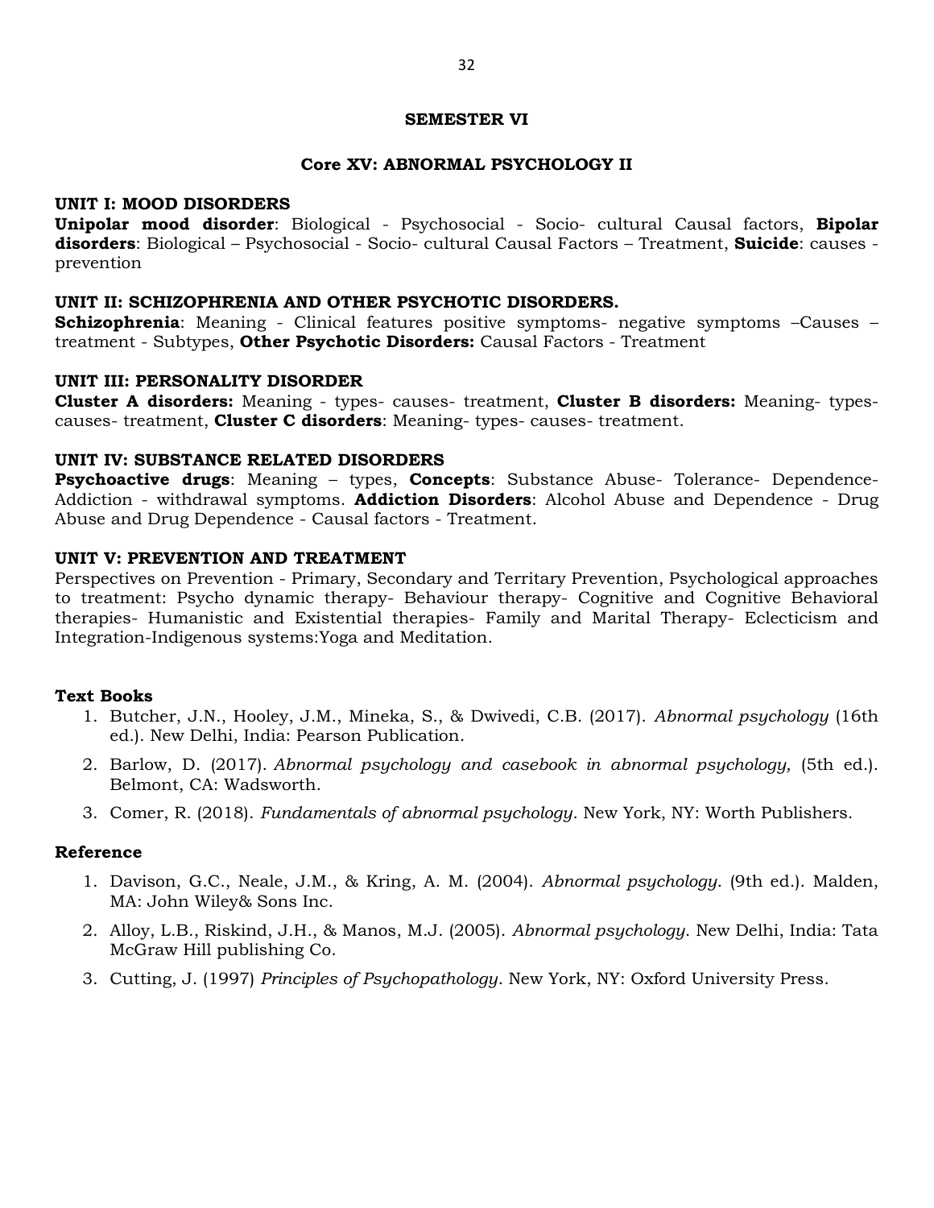## SEMESTER VI

## Core XV: ABNORMAL PSYCHOLOGY II

### UNIT I: MOOD DISORDERS

**Unipolar mood disorder**: Biological - Psychosocial - Socio- cultural Causal factors, **Bipolar disorders**: Biological – Psychosocial - Socio- cultural Causal Factors – Treatment, **Suicide**: causes - prevention

### UNIT II: SCHIZOPHRENIA AND OTHER PSYCHOTIC DISORDERS.

**Schizophrenia**: Meaning - Clinical features positive symptoms- negative symptoms –Causes – treatment - Subtypes, **Other Psychotic Disorders:** Causal Factors - Treatment

### UNIT III: PERSONALITY DISORDER

**Cluster A disorders:** Meaning - types- causes- treatment, **Cluster B disorders:** Meaning- types- causes- treatment, **Cluster C disorders**: Meaning- types- causes- treatment.

### UNIT IV: SUBSTANCE RELATED DISORDERS

**Psychoactive drugs**: Meaning – types, **Concepts**: Substance Abuse- Tolerance- Dependence- Addiction - withdrawal symptoms. **Addiction Disorders**: Alcohol Abuse and Dependence - Drug Abuse and Drug Dependence - Causal factors - Treatment.

### UNIT V: PREVENTION AND TREATMENT

Perspectives on Prevention - Primary, Secondary and Territary Prevention, Psychological approaches to treatment: Psycho dynamic therapy- Behaviour therapy- Cognitive and Cognitive Behavioral therapies- Humanistic and Existential therapies- Family and Marital Therapy- Eclecticism and Integration-Indigenous systems:Yoga and Meditation.

### Text Books

1. Butcher, J.N., Hooley, J.M., Mineka, S., & Dwivedi, C.B. (2017). *Abnormal psychology* (16th ed.). New Delhi, India: Pearson Publication.
2. Barlow, D. (2017). *Abnormal psychology and casebook in abnormal psychology,* (5th ed.). Belmont, CA: Wadsworth.
3. Comer, R. (2018). *Fundamentals of abnormal psychology*. New York, NY: Worth Publishers.

### Reference

1. Davison, G.C., Neale, J.M., & Kring, A. M. (2004). *Abnormal psychology.* (9th ed.). Malden, MA: John Wiley& Sons Inc.
2. Alloy, L.B., Riskind, J.H., & Manos, M.J. (2005). *Abnormal psychology*. New Delhi, India: Tata McGraw Hill publishing Co.
3. Cutting, J. (1997) *Principles of Psychopathology*. New York, NY: Oxford University Press.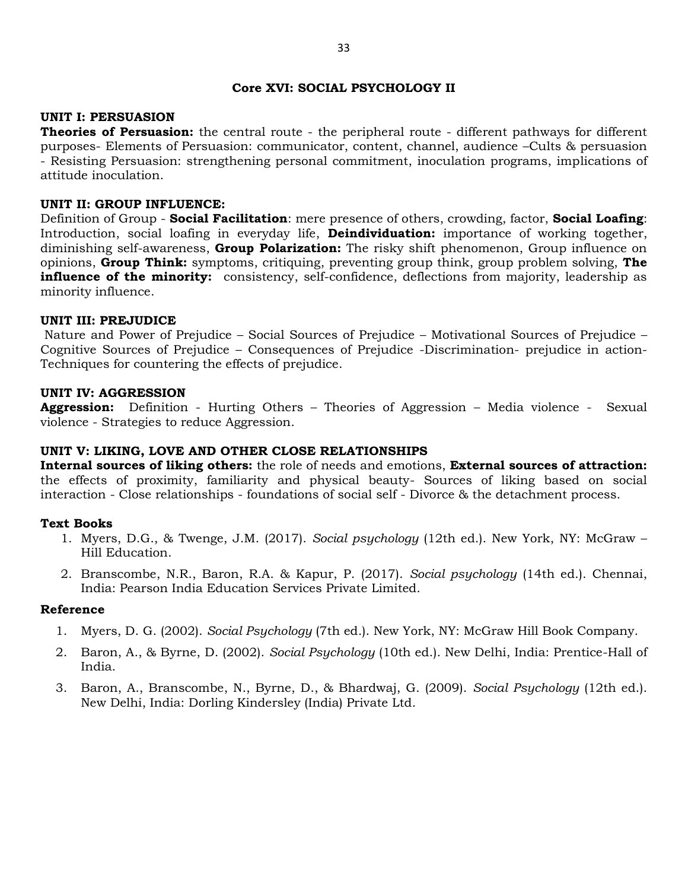## Core XVI: SOCIAL PSYCHOLOGY II

### UNIT I: PERSUASION

**Theories of Persuasion:** the central route - the peripheral route - different pathways for different purposes- Elements of Persuasion: communicator, content, channel, audience –Cults & persuasion - Resisting Persuasion: strengthening personal commitment, inoculation programs, implications of attitude inoculation.

### UNIT II: GROUP INFLUENCE:

Definition of Group - **Social Facilitation**: mere presence of others, crowding, factor, **Social Loafing**: Introduction, social loafing in everyday life, **Deindividuation:** importance of working together, diminishing self-awareness, **Group Polarization:** The risky shift phenomenon, Group influence on opinions, **Group Think:** symptoms, critiquing, preventing group think, group problem solving, **The influence of the minority:** consistency, self-confidence, deflections from majority, leadership as minority influence.

### UNIT III: PREJUDICE

Nature and Power of Prejudice – Social Sources of Prejudice – Motivational Sources of Prejudice – Cognitive Sources of Prejudice – Consequences of Prejudice -Discrimination- prejudice in action- Techniques for countering the effects of prejudice.

### UNIT IV: AGGRESSION

**Aggression:** Definition - Hurting Others – Theories of Aggression – Media violence - Sexual violence - Strategies to reduce Aggression.

### UNIT V: LIKING, LOVE AND OTHER CLOSE RELATIONSHIPS

**Internal sources of liking others:** the role of needs and emotions, **External sources of attraction:** the effects of proximity, familiarity and physical beauty- Sources of liking based on social interaction - Close relationships - foundations of social self - Divorce & the detachment process.

### Text Books

1. Myers, D.G., & Twenge, J.M. (2017). *Social psychology* (12th ed.). New York, NY: McGraw – Hill Education.
2. Branscombe, N.R., Baron, R.A. & Kapur, P. (2017). *Social psychology* (14th ed.). Chennai, India: Pearson India Education Services Private Limited.

### Reference

1. Myers, D. G. (2002). *Social Psychology* (7th ed.). New York, NY: McGraw Hill Book Company.
2. Baron, A., & Byrne, D. (2002). *Social Psychology* (10th ed.). New Delhi, India: Prentice-Hall of India.
3. Baron, A., Branscombe, N., Byrne, D., & Bhardwaj, G. (2009). *Social Psychology* (12th ed.). New Delhi, India: Dorling Kindersley (India) Private Ltd.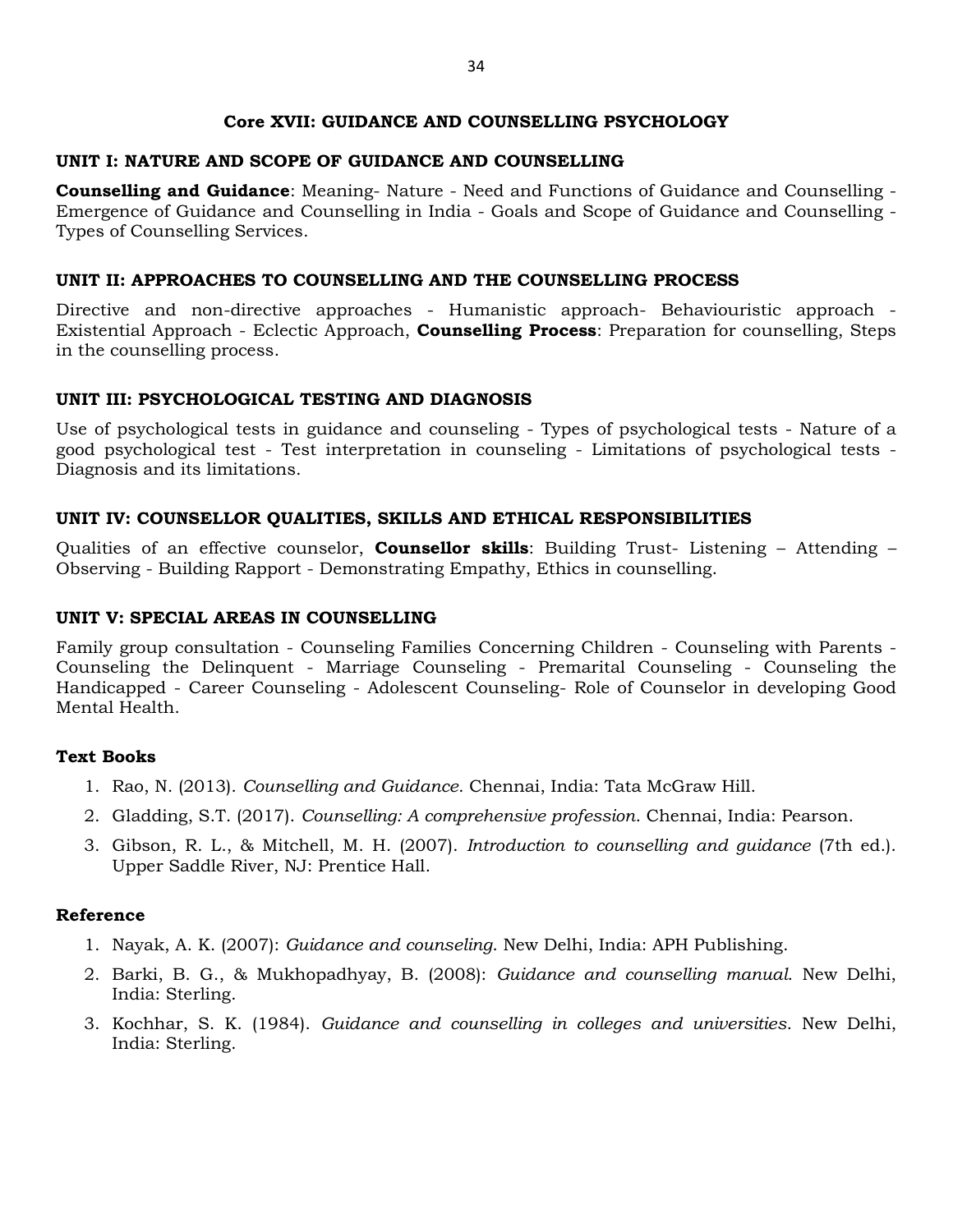## Core XVII: GUIDANCE AND COUNSELLING PSYCHOLOGY

### UNIT I: NATURE AND SCOPE OF GUIDANCE AND COUNSELLING

**Counselling and Guidance**: Meaning- Nature - Need and Functions of Guidance and Counselling - Emergence of Guidance and Counselling in India - Goals and Scope of Guidance and Counselling - Types of Counselling Services.

### UNIT II: APPROACHES TO COUNSELLING AND THE COUNSELLING PROCESS

Directive and non-directive approaches - Humanistic approach- Behaviouristic approach - Existential Approach - Eclectic Approach, **Counselling Process**: Preparation for counselling, Steps in the counselling process.

### UNIT III: PSYCHOLOGICAL TESTING AND DIAGNOSIS

Use of psychological tests in guidance and counseling - Types of psychological tests - Nature of a good psychological test - Test interpretation in counseling - Limitations of psychological tests - Diagnosis and its limitations.

### UNIT IV: COUNSELLOR QUALITIES, SKILLS AND ETHICAL RESPONSIBILITIES

Qualities of an effective counselor, **Counsellor skills**: Building Trust- Listening – Attending – Observing - Building Rapport - Demonstrating Empathy, Ethics in counselling.

### UNIT V: SPECIAL AREAS IN COUNSELLING

Family group consultation - Counseling Families Concerning Children - Counseling with Parents - Counseling the Delinquent - Marriage Counseling - Premarital Counseling - Counseling the Handicapped - Career Counseling - Adolescent Counseling- Role of Counselor in developing Good Mental Health.

#### Text Books

1. Rao, N. (2013). *Counselling and Guidance*. Chennai, India: Tata McGraw Hill.
2. Gladding, S.T. (2017). *Counselling: A comprehensive profession*. Chennai, India: Pearson.
3. Gibson, R. L., & Mitchell, M. H. (2007). *Introduction to counselling and guidance* (7th ed.). Upper Saddle River, NJ: Prentice Hall.

#### Reference

1. Nayak, A. K. (2007): *Guidance and counseling*. New Delhi, India: APH Publishing.
2. Barki, B. G., & Mukhopadhyay, B. (2008): *Guidance and counselling manual*. New Delhi, India: Sterling.
3. Kochhar, S. K. (1984). *Guidance and counselling in colleges and universities*. New Delhi, India: Sterling.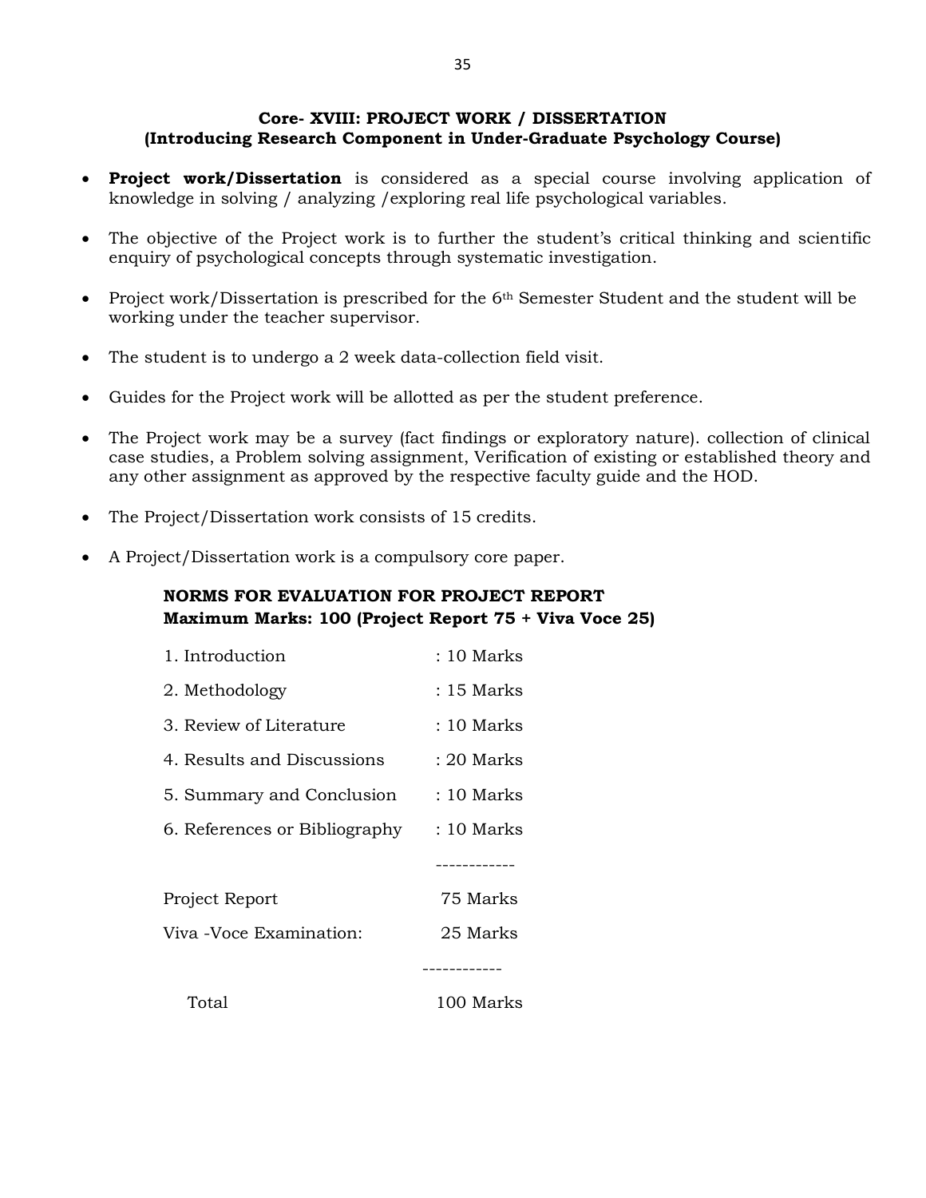## Core- XVIII: PROJECT WORK / DISSERTATION
## (Introducing Research Component in Under-Graduate Psychology Course)

- **Project work/Dissertation** is considered as a special course involving application of knowledge in solving / analyzing /exploring real life psychological variables.
- The objective of the Project work is to further the student's critical thinking and scientific enquiry of psychological concepts through systematic investigation.
- Project work/Dissertation is prescribed for the 6th Semester Student and the student will be working under the teacher supervisor.
- The student is to undergo a 2 week data-collection field visit.
- Guides for the Project work will be allotted as per the student preference.
- The Project work may be a survey (fact findings or exploratory nature). collection of clinical case studies, a Problem solving assignment, Verification of existing or established theory and any other assignment as approved by the respective faculty guide and the HOD.
- The Project/Dissertation work consists of 15 credits.
- A Project/Dissertation work is a compulsory core paper.

**NORMS FOR EVALUATION FOR PROJECT REPORT**
**Maximum Marks: 100 (Project Report 75 + Viva Voce 25)**

| | |
|---|---|
| 1. Introduction | : 10 Marks |
| 2. Methodology | : 15 Marks |
| 3. Review of Literature | : 10 Marks |
| 4. Results and Discussions | : 20 Marks |
| 5. Summary and Conclusion | : 10 Marks |
| 6. References or Bibliography | : 10 Marks |
| | ------------ |
| Project Report | 75 Marks |
| Viva -Voce Examination: | 25 Marks |
| | ------------ |
| Total | 100 Marks |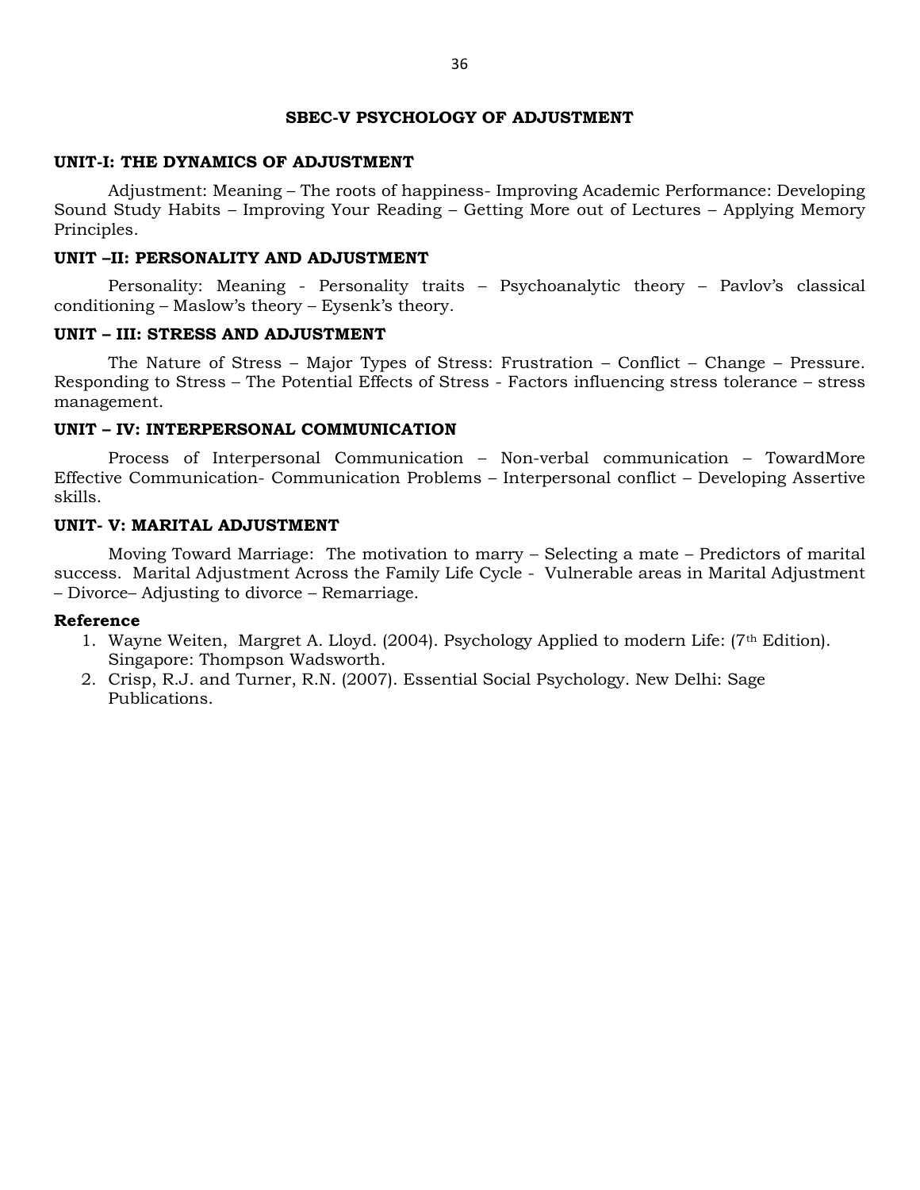## SBEC-V PSYCHOLOGY OF ADJUSTMENT

### UNIT-I: THE DYNAMICS OF ADJUSTMENT

Adjustment: Meaning – The roots of happiness- Improving Academic Performance: Developing Sound Study Habits – Improving Your Reading – Getting More out of Lectures – Applying Memory Principles.

### UNIT –II: PERSONALITY AND ADJUSTMENT

Personality: Meaning - Personality traits – Psychoanalytic theory – Pavlov's classical conditioning – Maslow's theory – Eysenk's theory.

### UNIT – III: STRESS AND ADJUSTMENT

The Nature of Stress – Major Types of Stress: Frustration – Conflict – Change – Pressure. Responding to Stress – The Potential Effects of Stress - Factors influencing stress tolerance – stress management.

### UNIT – IV: INTERPERSONAL COMMUNICATION

Process of Interpersonal Communication – Non-verbal communication – TowardMore Effective Communication- Communication Problems – Interpersonal conflict – Developing Assertive skills.

### UNIT- V: MARITAL ADJUSTMENT

Moving Toward Marriage: The motivation to marry – Selecting a mate – Predictors of marital success. Marital Adjustment Across the Family Life Cycle - Vulnerable areas in Marital Adjustment – Divorce– Adjusting to divorce – Remarriage.

**Reference**

1. Wayne Weiten, Margret A. Lloyd. (2004). Psychology Applied to modern Life: (7th Edition). Singapore: Thompson Wadsworth.
2. Crisp, R.J. and Turner, R.N. (2007). Essential Social Psychology. New Delhi: Sage Publications.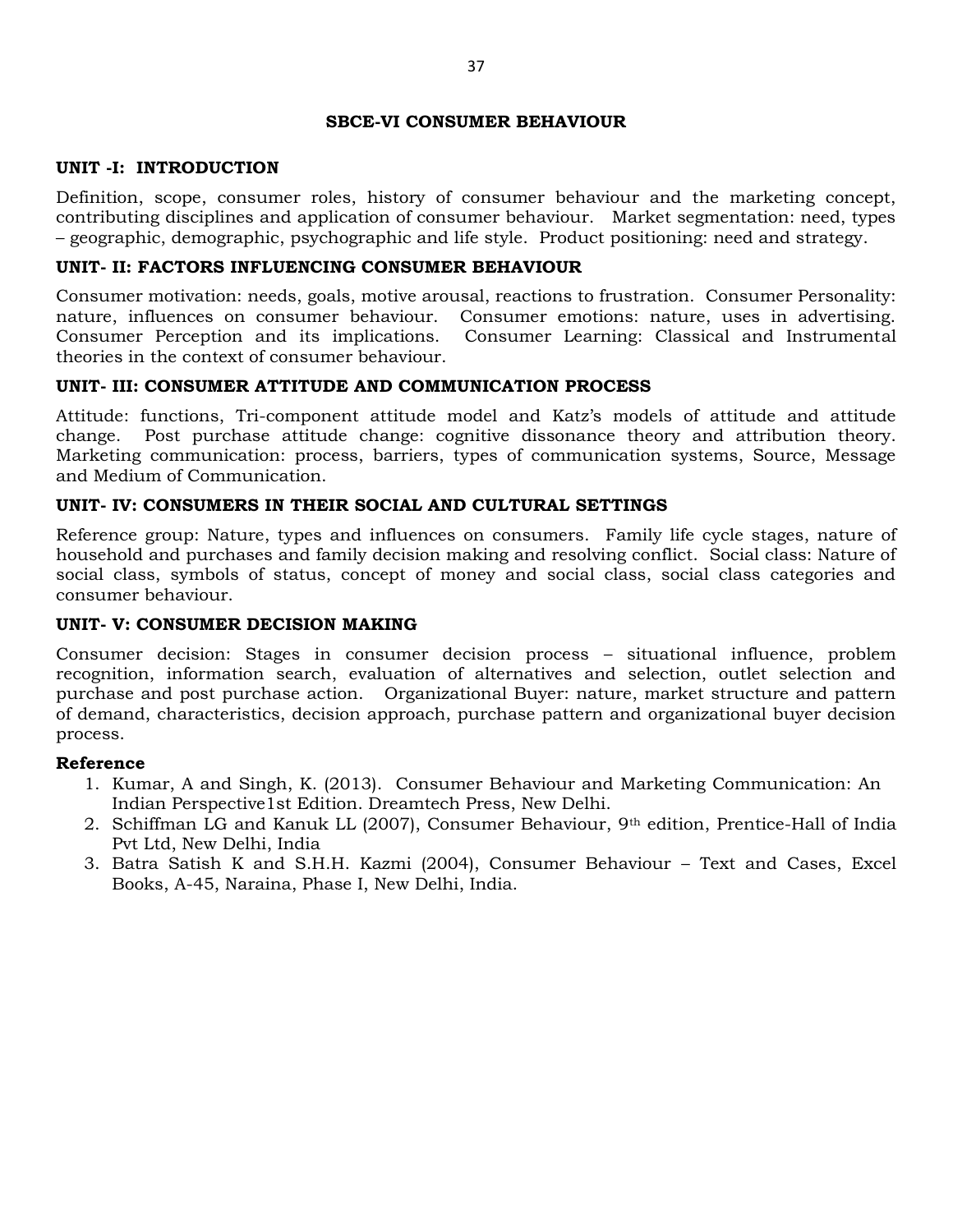## SBCE-VI CONSUMER BEHAVIOUR

### UNIT -I: INTRODUCTION

Definition, scope, consumer roles, history of consumer behaviour and the marketing concept, contributing disciplines and application of consumer behaviour. Market segmentation: need, types – geographic, demographic, psychographic and life style. Product positioning: need and strategy.

### UNIT- II: FACTORS INFLUENCING CONSUMER BEHAVIOUR

Consumer motivation: needs, goals, motive arousal, reactions to frustration. Consumer Personality: nature, influences on consumer behaviour. Consumer emotions: nature, uses in advertising. Consumer Perception and its implications. Consumer Learning: Classical and Instrumental theories in the context of consumer behaviour.

### UNIT- III: CONSUMER ATTITUDE AND COMMUNICATION PROCESS

Attitude: functions, Tri-component attitude model and Katz's models of attitude and attitude change. Post purchase attitude change: cognitive dissonance theory and attribution theory. Marketing communication: process, barriers, types of communication systems, Source, Message and Medium of Communication.

### UNIT- IV: CONSUMERS IN THEIR SOCIAL AND CULTURAL SETTINGS

Reference group: Nature, types and influences on consumers. Family life cycle stages, nature of household and purchases and family decision making and resolving conflict. Social class: Nature of social class, symbols of status, concept of money and social class, social class categories and consumer behaviour.

### UNIT- V: CONSUMER DECISION MAKING

Consumer decision: Stages in consumer decision process – situational influence, problem recognition, information search, evaluation of alternatives and selection, outlet selection and purchase and post purchase action. Organizational Buyer: nature, market structure and pattern of demand, characteristics, decision approach, purchase pattern and organizational buyer decision process.

**Reference**

1. Kumar, A and Singh, K. (2013). Consumer Behaviour and Marketing Communication: An Indian Perspective1st Edition. Dreamtech Press, New Delhi.
2. Schiffman LG and Kanuk LL (2007), Consumer Behaviour, 9th edition, Prentice-Hall of India Pvt Ltd, New Delhi, India
3. Batra Satish K and S.H.H. Kazmi (2004), Consumer Behaviour – Text and Cases, Excel Books, A-45, Naraina, Phase I, New Delhi, India.